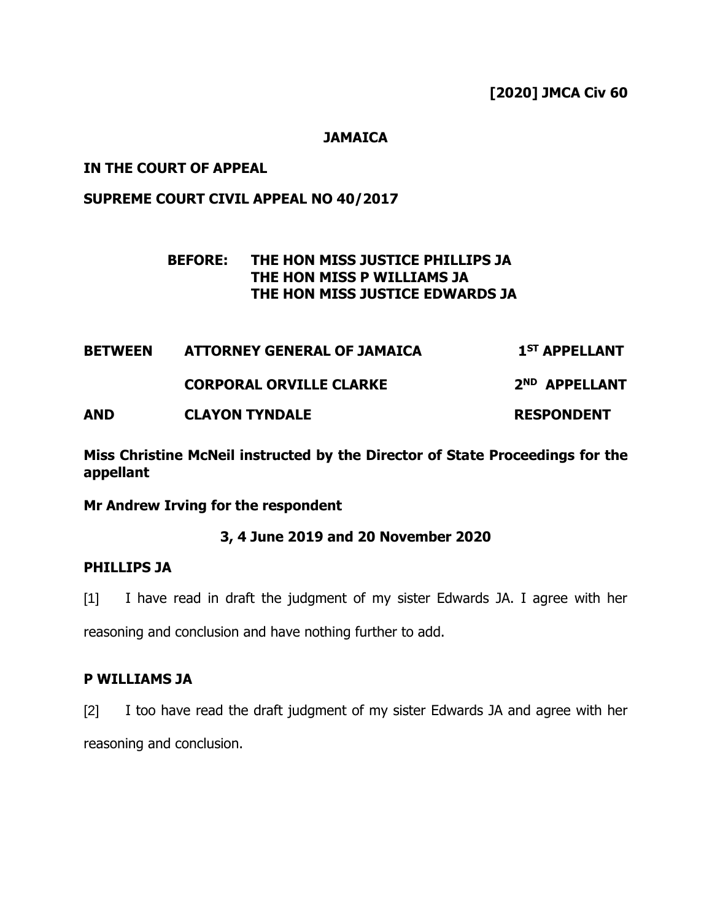**[2020] JMCA Civ 60**

**JAMAICA**

**IN THE COURT OF APPEAL**

**SUPREME COURT CIVIL APPEAL NO 40/2017**

**BEFORE: THE HON MISS JUSTICE PHILLIPS JA**
**THE HON MISS P WILLIAMS JA**
**THE HON MISS JUSTICE EDWARDS JA**

| | | |
|---|---|---|
| **BETWEEN** | **ATTORNEY GENERAL OF JAMAICA** | **1ST APPELLANT** |
| | **CORPORAL ORVILLE CLARKE** | **2ND APPELLANT** |
| **AND** | **CLAYON TYNDALE** | **RESPONDENT** |

**Miss Christine McNeil instructed by the Director of State Proceedings for the appellant**

**Mr Andrew Irving for the respondent**

**3, 4 June 2019 and 20 November 2020**

**PHILLIPS JA**

[1] I have read in draft the judgment of my sister Edwards JA. I agree with her reasoning and conclusion and have nothing further to add.

**P WILLIAMS JA**

[2] I too have read the draft judgment of my sister Edwards JA and agree with her reasoning and conclusion.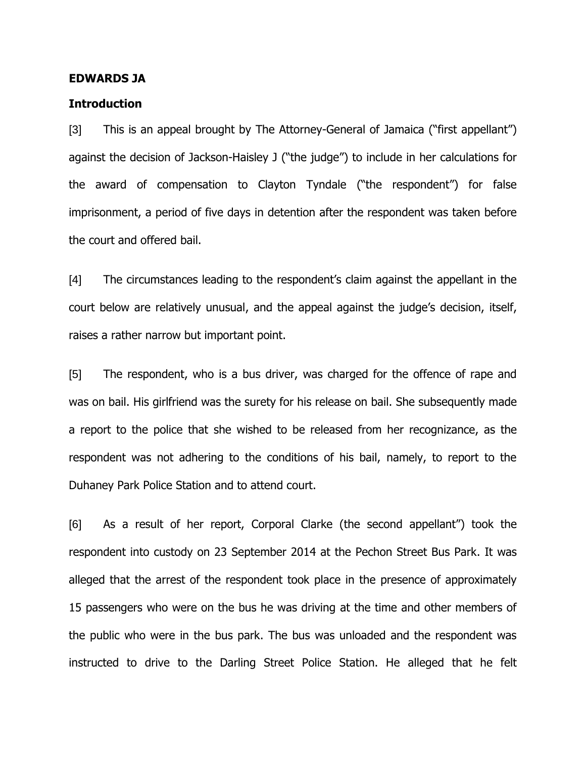**EDWARDS JA**

**Introduction**

[3] This is an appeal brought by The Attorney-General of Jamaica ("first appellant") against the decision of Jackson-Haisley J ("the judge") to include in her calculations for the award of compensation to Clayton Tyndale ("the respondent") for false imprisonment, a period of five days in detention after the respondent was taken before the court and offered bail.

[4] The circumstances leading to the respondent's claim against the appellant in the court below are relatively unusual, and the appeal against the judge's decision, itself, raises a rather narrow but important point.

[5] The respondent, who is a bus driver, was charged for the offence of rape and was on bail. His girlfriend was the surety for his release on bail. She subsequently made a report to the police that she wished to be released from her recognizance, as the respondent was not adhering to the conditions of his bail, namely, to report to the Duhaney Park Police Station and to attend court.

[6] As a result of her report, Corporal Clarke (the second appellant") took the respondent into custody on 23 September 2014 at the Pechon Street Bus Park. It was alleged that the arrest of the respondent took place in the presence of approximately 15 passengers who were on the bus he was driving at the time and other members of the public who were in the bus park. The bus was unloaded and the respondent was instructed to drive to the Darling Street Police Station. He alleged that he felt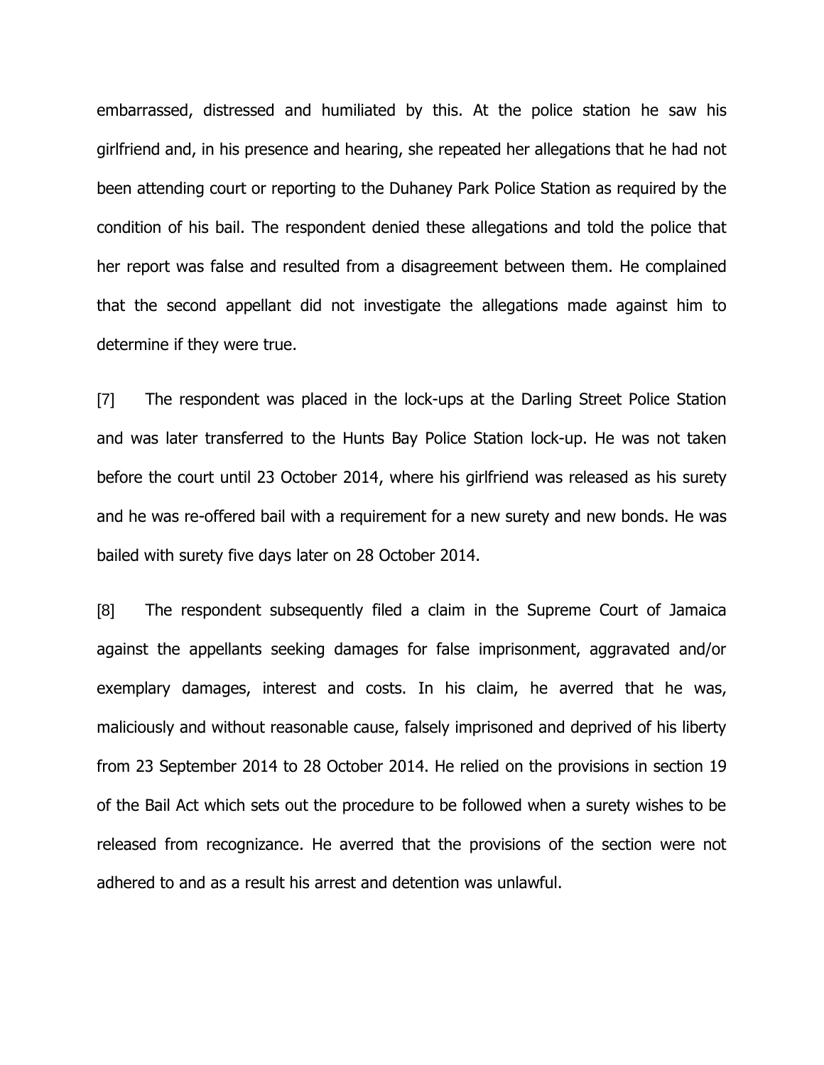embarrassed, distressed and humiliated by this. At the police station he saw his girlfriend and, in his presence and hearing, she repeated her allegations that he had not been attending court or reporting to the Duhaney Park Police Station as required by the condition of his bail. The respondent denied these allegations and told the police that her report was false and resulted from a disagreement between them. He complained that the second appellant did not investigate the allegations made against him to determine if they were true.

[7] The respondent was placed in the lock-ups at the Darling Street Police Station and was later transferred to the Hunts Bay Police Station lock-up. He was not taken before the court until 23 October 2014, where his girlfriend was released as his surety and he was re-offered bail with a requirement for a new surety and new bonds. He was bailed with surety five days later on 28 October 2014.

[8] The respondent subsequently filed a claim in the Supreme Court of Jamaica against the appellants seeking damages for false imprisonment, aggravated and/or exemplary damages, interest and costs. In his claim, he averred that he was, maliciously and without reasonable cause, falsely imprisoned and deprived of his liberty from 23 September 2014 to 28 October 2014. He relied on the provisions in section 19 of the Bail Act which sets out the procedure to be followed when a surety wishes to be released from recognizance. He averred that the provisions of the section were not adhered to and as a result his arrest and detention was unlawful.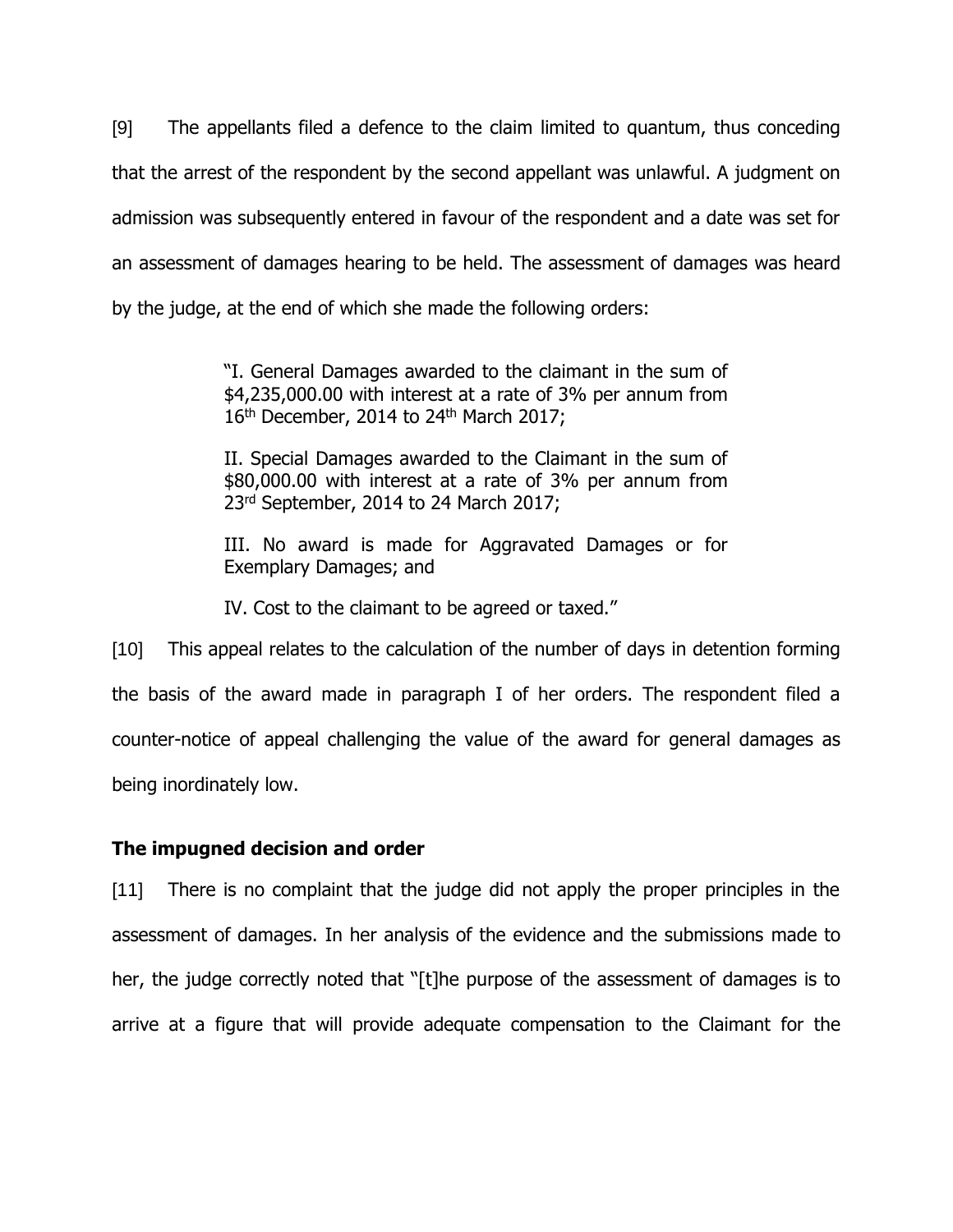[9] The appellants filed a defence to the claim limited to quantum, thus conceding that the arrest of the respondent by the second appellant was unlawful. A judgment on admission was subsequently entered in favour of the respondent and a date was set for an assessment of damages hearing to be held. The assessment of damages was heard by the judge, at the end of which she made the following orders:

> "I. General Damages awarded to the claimant in the sum of $4,235,000.00 with interest at a rate of 3% per annum from 16th December, 2014 to 24th March 2017;
>
> II. Special Damages awarded to the Claimant in the sum of $80,000.00 with interest at a rate of 3% per annum from 23rd September, 2014 to 24 March 2017;
>
> III. No award is made for Aggravated Damages or for Exemplary Damages; and
>
> IV. Cost to the claimant to be agreed or taxed."

[10] This appeal relates to the calculation of the number of days in detention forming the basis of the award made in paragraph I of her orders. The respondent filed a counter-notice of appeal challenging the value of the award for general damages as being inordinately low.

## The impugned decision and order

[11] There is no complaint that the judge did not apply the proper principles in the assessment of damages. In her analysis of the evidence and the submissions made to her, the judge correctly noted that "[t]he purpose of the assessment of damages is to arrive at a figure that will provide adequate compensation to the Claimant for the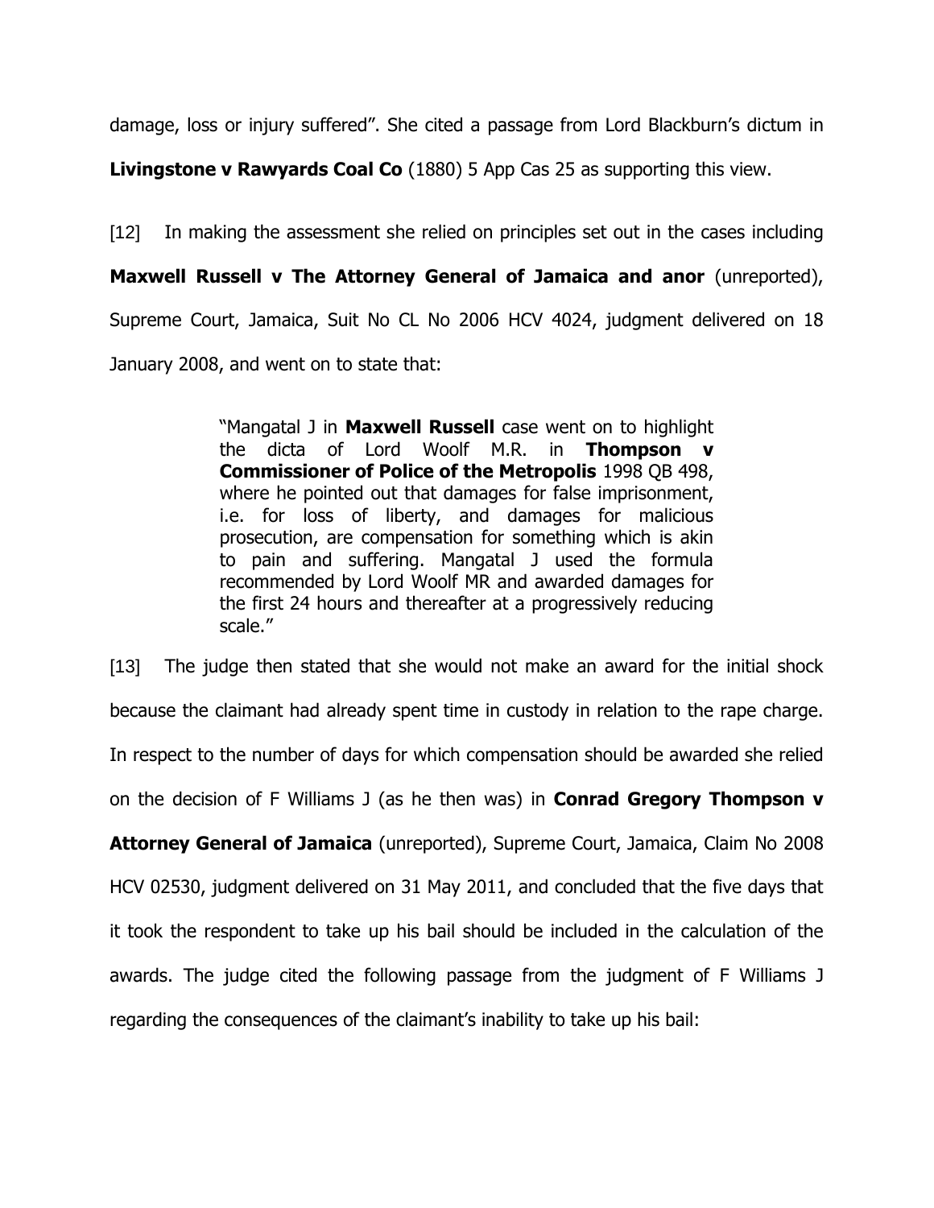damage, loss or injury suffered". She cited a passage from Lord Blackburn's dictum in **Livingstone v Rawyards Coal Co** (1880) 5 App Cas 25 as supporting this view.

[12] In making the assessment she relied on principles set out in the cases including **Maxwell Russell v The Attorney General of Jamaica and anor** (unreported), Supreme Court, Jamaica, Suit No CL No 2006 HCV 4024, judgment delivered on 18 January 2008, and went on to state that:

> "Mangatal J in **Maxwell Russell** case went on to highlight the dicta of Lord Woolf M.R. in **Thompson v Commissioner of Police of the Metropolis** 1998 QB 498, where he pointed out that damages for false imprisonment, i.e. for loss of liberty, and damages for malicious prosecution, are compensation for something which is akin to pain and suffering. Mangatal J used the formula recommended by Lord Woolf MR and awarded damages for the first 24 hours and thereafter at a progressively reducing scale."

[13] The judge then stated that she would not make an award for the initial shock because the claimant had already spent time in custody in relation to the rape charge. In respect to the number of days for which compensation should be awarded she relied on the decision of F Williams J (as he then was) in **Conrad Gregory Thompson v Attorney General of Jamaica** (unreported), Supreme Court, Jamaica, Claim No 2008 HCV 02530, judgment delivered on 31 May 2011, and concluded that the five days that it took the respondent to take up his bail should be included in the calculation of the awards. The judge cited the following passage from the judgment of F Williams J regarding the consequences of the claimant's inability to take up his bail: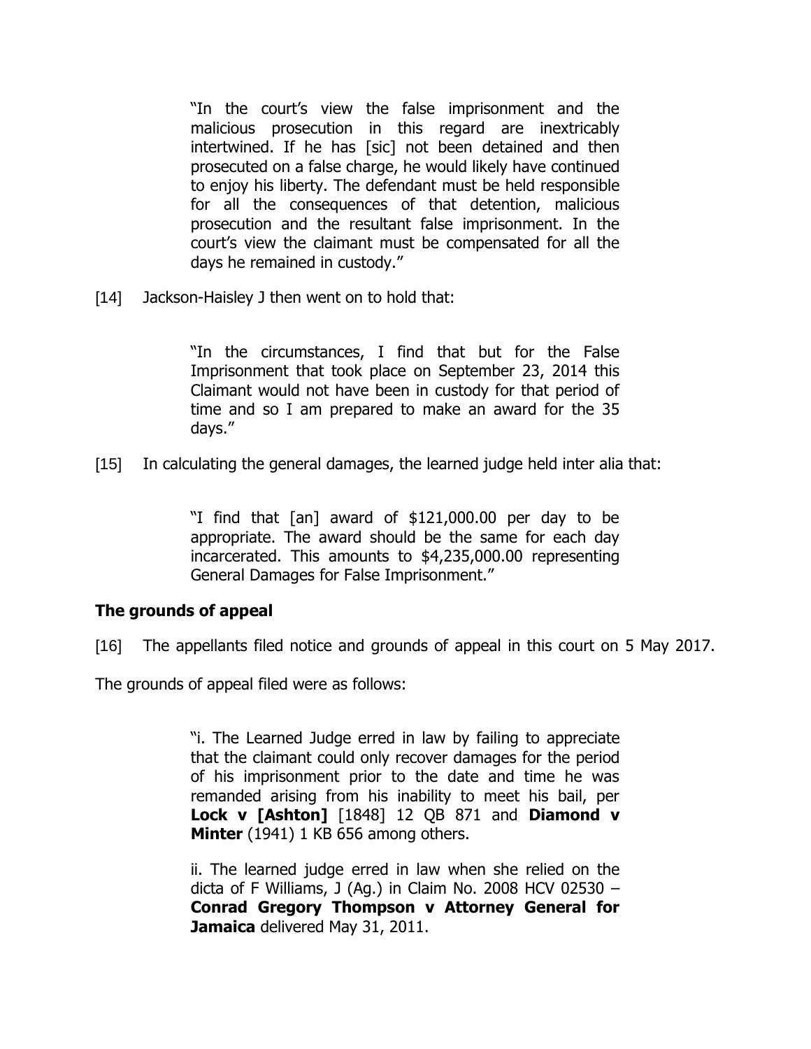> "In the court's view the false imprisonment and the malicious prosecution in this regard are inextricably intertwined. If he has [sic] not been detained and then prosecuted on a false charge, he would likely have continued to enjoy his liberty. The defendant must be held responsible for all the consequences of that detention, malicious prosecution and the resultant false imprisonment. In the court's view the claimant must be compensated for all the days he remained in custody."

[14] Jackson-Haisley J then went on to hold that:

> "In the circumstances, I find that but for the False Imprisonment that took place on September 23, 2014 this Claimant would not have been in custody for that period of time and so I am prepared to make an award for the 35 days."

[15] In calculating the general damages, the learned judge held inter alia that:

> "I find that [an] award of $121,000.00 per day to be appropriate. The award should be the same for each day incarcerated. This amounts to $4,235,000.00 representing General Damages for False Imprisonment."

## The grounds of appeal

[16] The appellants filed notice and grounds of appeal in this court on 5 May 2017.

The grounds of appeal filed were as follows:

> "i. The Learned Judge erred in law by failing to appreciate that the claimant could only recover damages for the period of his imprisonment prior to the date and time he was remanded arising from his inability to meet his bail, per **Lock v [Ashton]** [1848] 12 QB 871 and **Diamond v Minter** (1941) 1 KB 656 among others.
>
> ii. The learned judge erred in law when she relied on the dicta of F Williams, J (Ag.) in Claim No. 2008 HCV 02530 – **Conrad Gregory Thompson v Attorney General for Jamaica** delivered May 31, 2011.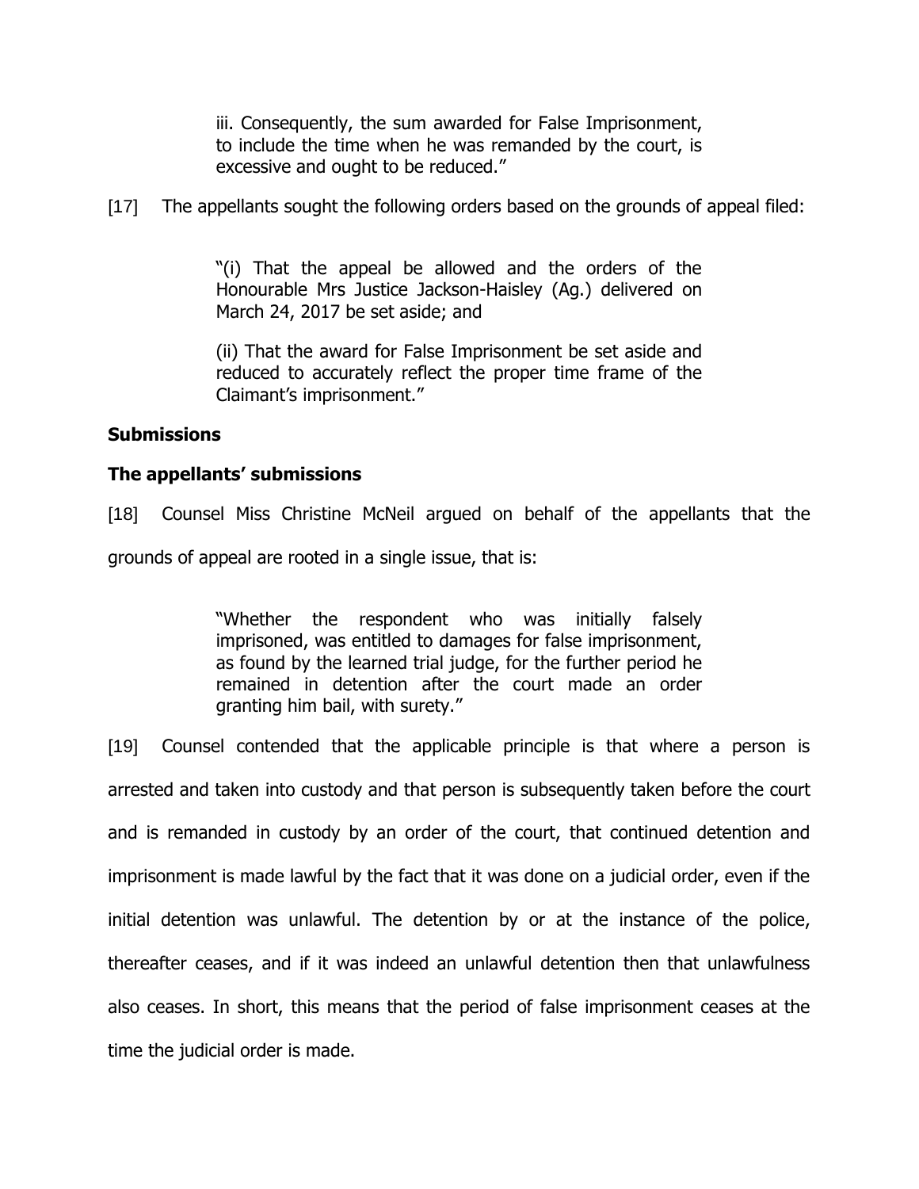> iii. Consequently, the sum awarded for False Imprisonment, to include the time when he was remanded by the court, is excessive and ought to be reduced."

[17] The appellants sought the following orders based on the grounds of appeal filed:

> "(i) That the appeal be allowed and the orders of the Honourable Mrs Justice Jackson-Haisley (Ag.) delivered on March 24, 2017 be set aside; and
>
> (ii) That the award for False Imprisonment be set aside and reduced to accurately reflect the proper time frame of the Claimant's imprisonment."

### Submissions

### The appellants' submissions

[18] Counsel Miss Christine McNeil argued on behalf of the appellants that the grounds of appeal are rooted in a single issue, that is:

> "Whether the respondent who was initially falsely imprisoned, was entitled to damages for false imprisonment, as found by the learned trial judge, for the further period he remained in detention after the court made an order granting him bail, with surety."

[19] Counsel contended that the applicable principle is that where a person is arrested and taken into custody and that person is subsequently taken before the court and is remanded in custody by an order of the court, that continued detention and imprisonment is made lawful by the fact that it was done on a judicial order, even if the initial detention was unlawful. The detention by or at the instance of the police, thereafter ceases, and if it was indeed an unlawful detention then that unlawfulness also ceases. In short, this means that the period of false imprisonment ceases at the time the judicial order is made.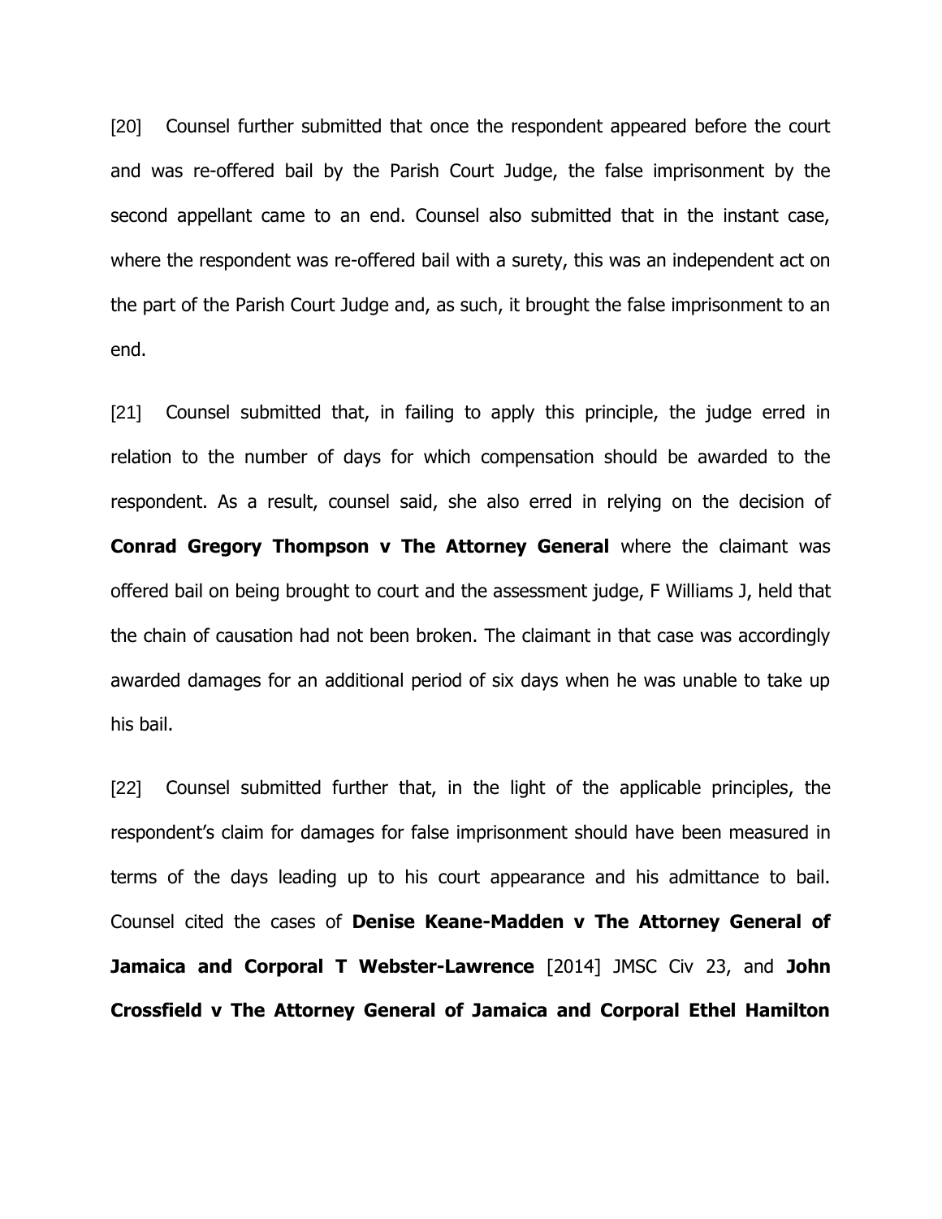[20] Counsel further submitted that once the respondent appeared before the court and was re-offered bail by the Parish Court Judge, the false imprisonment by the second appellant came to an end. Counsel also submitted that in the instant case, where the respondent was re-offered bail with a surety, this was an independent act on the part of the Parish Court Judge and, as such, it brought the false imprisonment to an end.

[21] Counsel submitted that, in failing to apply this principle, the judge erred in relation to the number of days for which compensation should be awarded to the respondent. As a result, counsel said, she also erred in relying on the decision of **Conrad Gregory Thompson v The Attorney General** where the claimant was offered bail on being brought to court and the assessment judge, F Williams J, held that the chain of causation had not been broken. The claimant in that case was accordingly awarded damages for an additional period of six days when he was unable to take up his bail.

[22] Counsel submitted further that, in the light of the applicable principles, the respondent's claim for damages for false imprisonment should have been measured in terms of the days leading up to his court appearance and his admittance to bail. Counsel cited the cases of **Denise Keane-Madden v The Attorney General of Jamaica and Corporal T Webster-Lawrence** [2014] JMSC Civ 23, and **John Crossfield v The Attorney General of Jamaica and Corporal Ethel Hamilton**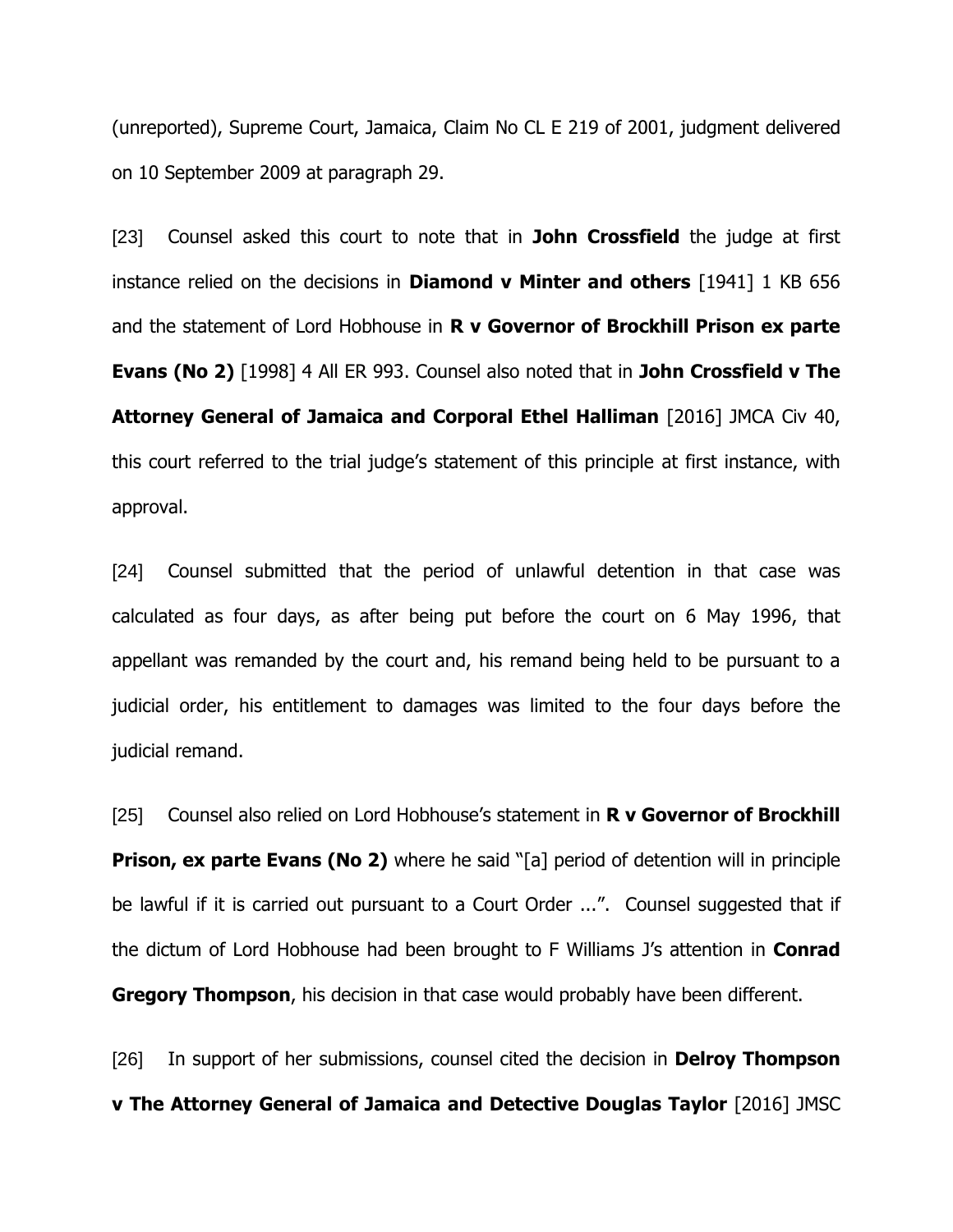(unreported), Supreme Court, Jamaica, Claim No CL E 219 of 2001, judgment delivered on 10 September 2009 at paragraph 29.

[23] Counsel asked this court to note that in **John Crossfield** the judge at first instance relied on the decisions in **Diamond v Minter and others** [1941] 1 KB 656 and the statement of Lord Hobhouse in **R v Governor of Brockhill Prison ex parte Evans (No 2)** [1998] 4 All ER 993. Counsel also noted that in **John Crossfield v The Attorney General of Jamaica and Corporal Ethel Halliman** [2016] JMCA Civ 40, this court referred to the trial judge's statement of this principle at first instance, with approval.

[24] Counsel submitted that the period of unlawful detention in that case was calculated as four days, as after being put before the court on 6 May 1996, that appellant was remanded by the court and, his remand being held to be pursuant to a judicial order, his entitlement to damages was limited to the four days before the judicial remand.

[25] Counsel also relied on Lord Hobhouse's statement in **R v Governor of Brockhill Prison, ex parte Evans (No 2)** where he said "[a] period of detention will in principle be lawful if it is carried out pursuant to a Court Order ...". Counsel suggested that if the dictum of Lord Hobhouse had been brought to F Williams J's attention in **Conrad Gregory Thompson**, his decision in that case would probably have been different.

[26] In support of her submissions, counsel cited the decision in **Delroy Thompson v The Attorney General of Jamaica and Detective Douglas Taylor** [2016] JMSC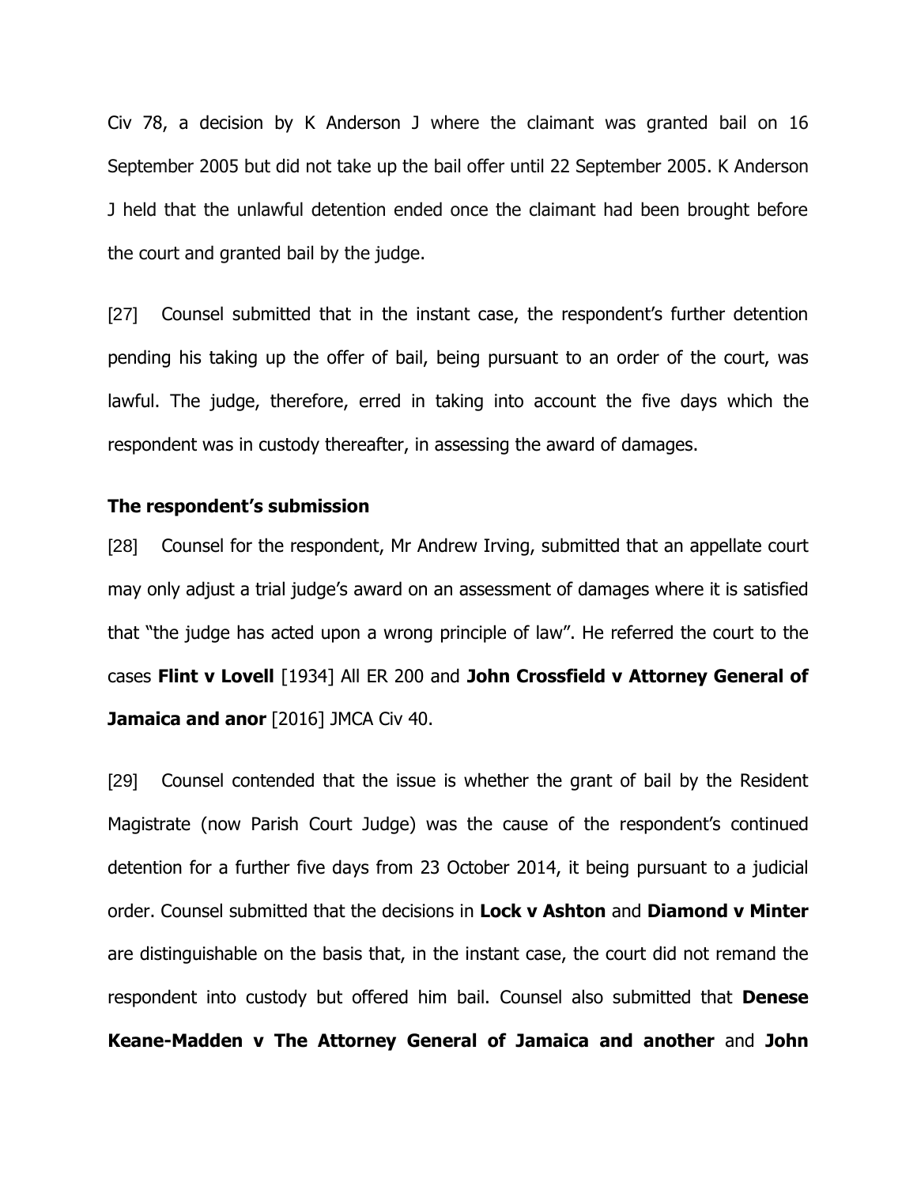Civ 78, a decision by K Anderson J where the claimant was granted bail on 16 September 2005 but did not take up the bail offer until 22 September 2005. K Anderson J held that the unlawful detention ended once the claimant had been brought before the court and granted bail by the judge.

[27] Counsel submitted that in the instant case, the respondent's further detention pending his taking up the offer of bail, being pursuant to an order of the court, was lawful. The judge, therefore, erred in taking into account the five days which the respondent was in custody thereafter, in assessing the award of damages.

**The respondent's submission**

[28] Counsel for the respondent, Mr Andrew Irving, submitted that an appellate court may only adjust a trial judge's award on an assessment of damages where it is satisfied that "the judge has acted upon a wrong principle of law". He referred the court to the cases **Flint v Lovell** [1934] All ER 200 and **John Crossfield v Attorney General of Jamaica and anor** [2016] JMCA Civ 40.

[29] Counsel contended that the issue is whether the grant of bail by the Resident Magistrate (now Parish Court Judge) was the cause of the respondent's continued detention for a further five days from 23 October 2014, it being pursuant to a judicial order. Counsel submitted that the decisions in **Lock v Ashton** and **Diamond v Minter** are distinguishable on the basis that, in the instant case, the court did not remand the respondent into custody but offered him bail. Counsel also submitted that **Denese Keane-Madden v The Attorney General of Jamaica and another** and **John**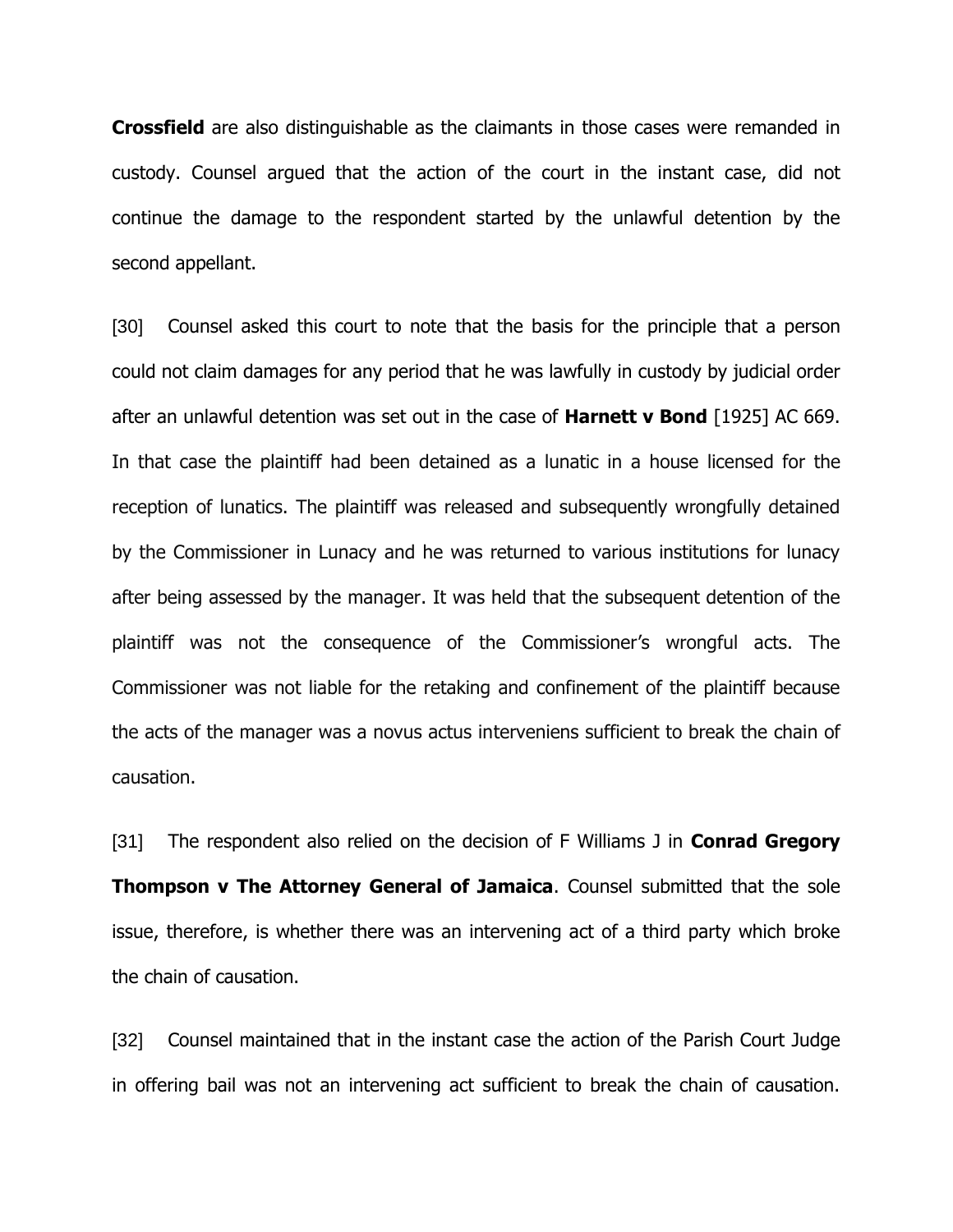**Crossfield** are also distinguishable as the claimants in those cases were remanded in custody. Counsel argued that the action of the court in the instant case, did not continue the damage to the respondent started by the unlawful detention by the second appellant.

[30] Counsel asked this court to note that the basis for the principle that a person could not claim damages for any period that he was lawfully in custody by judicial order after an unlawful detention was set out in the case of **Harnett v Bond** [1925] AC 669. In that case the plaintiff had been detained as a lunatic in a house licensed for the reception of lunatics. The plaintiff was released and subsequently wrongfully detained by the Commissioner in Lunacy and he was returned to various institutions for lunacy after being assessed by the manager. It was held that the subsequent detention of the plaintiff was not the consequence of the Commissioner's wrongful acts. The Commissioner was not liable for the retaking and confinement of the plaintiff because the acts of the manager was a novus actus interveniens sufficient to break the chain of causation.

[31] The respondent also relied on the decision of F Williams J in **Conrad Gregory Thompson v The Attorney General of Jamaica**. Counsel submitted that the sole issue, therefore, is whether there was an intervening act of a third party which broke the chain of causation.

[32] Counsel maintained that in the instant case the action of the Parish Court Judge in offering bail was not an intervening act sufficient to break the chain of causation.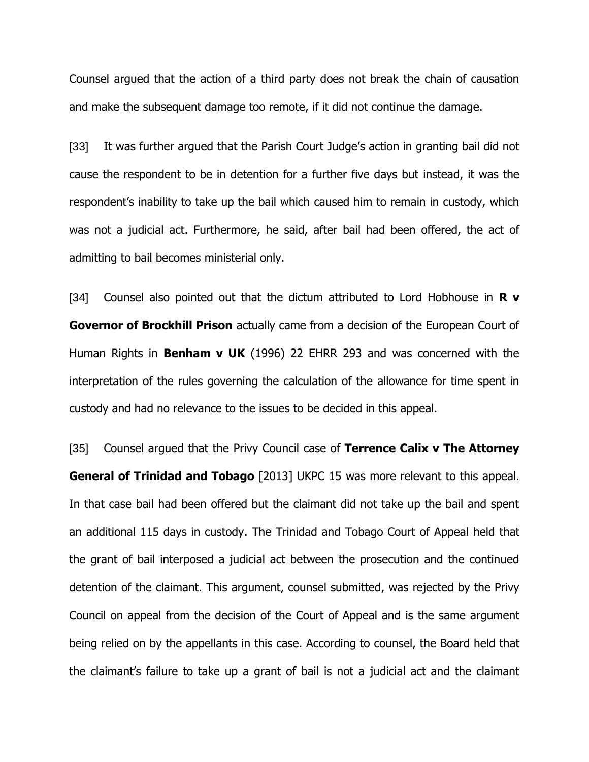Counsel argued that the action of a third party does not break the chain of causation and make the subsequent damage too remote, if it did not continue the damage.

[33] It was further argued that the Parish Court Judge's action in granting bail did not cause the respondent to be in detention for a further five days but instead, it was the respondent's inability to take up the bail which caused him to remain in custody, which was not a judicial act. Furthermore, he said, after bail had been offered, the act of admitting to bail becomes ministerial only.

[34] Counsel also pointed out that the dictum attributed to Lord Hobhouse in **R v Governor of Brockhill Prison** actually came from a decision of the European Court of Human Rights in **Benham v UK** (1996) 22 EHRR 293 and was concerned with the interpretation of the rules governing the calculation of the allowance for time spent in custody and had no relevance to the issues to be decided in this appeal.

[35] Counsel argued that the Privy Council case of **Terrence Calix v The Attorney General of Trinidad and Tobago** [2013] UKPC 15 was more relevant to this appeal. In that case bail had been offered but the claimant did not take up the bail and spent an additional 115 days in custody. The Trinidad and Tobago Court of Appeal held that the grant of bail interposed a judicial act between the prosecution and the continued detention of the claimant. This argument, counsel submitted, was rejected by the Privy Council on appeal from the decision of the Court of Appeal and is the same argument being relied on by the appellants in this case. According to counsel, the Board held that the claimant's failure to take up a grant of bail is not a judicial act and the claimant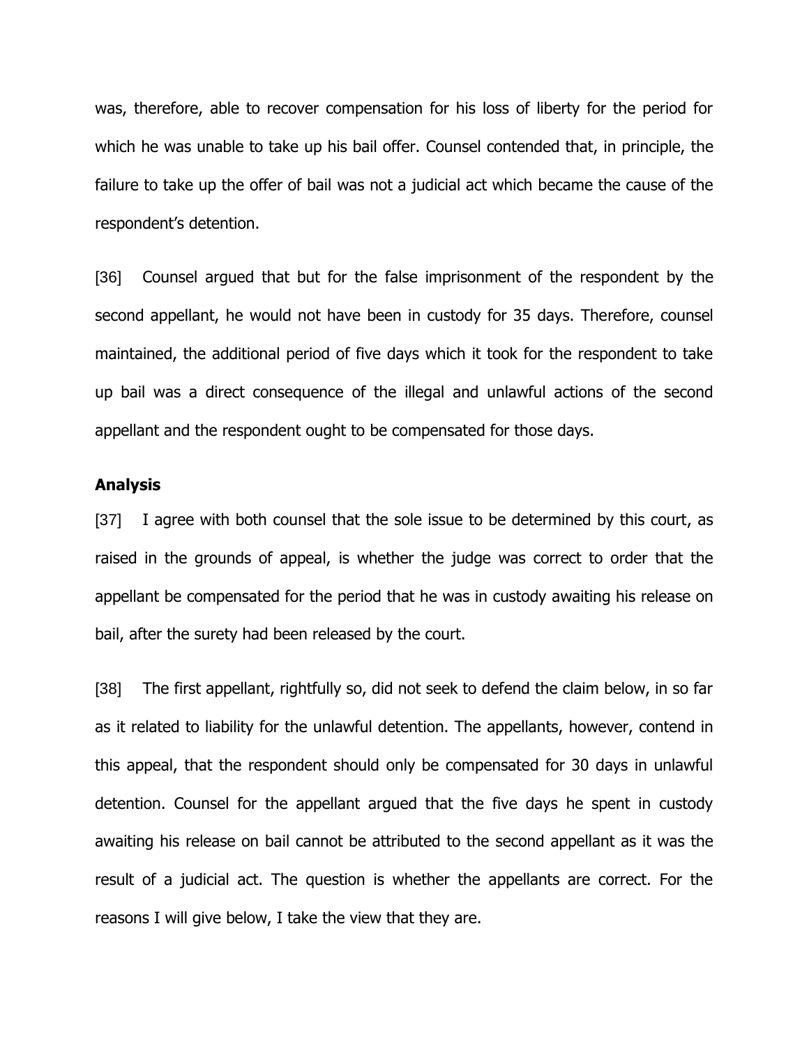was, therefore, able to recover compensation for his loss of liberty for the period for which he was unable to take up his bail offer. Counsel contended that, in principle, the failure to take up the offer of bail was not a judicial act which became the cause of the respondent's detention.

[36] Counsel argued that but for the false imprisonment of the respondent by the second appellant, he would not have been in custody for 35 days. Therefore, counsel maintained, the additional period of five days which it took for the respondent to take up bail was a direct consequence of the illegal and unlawful actions of the second appellant and the respondent ought to be compensated for those days.

**Analysis**

[37] I agree with both counsel that the sole issue to be determined by this court, as raised in the grounds of appeal, is whether the judge was correct to order that the appellant be compensated for the period that he was in custody awaiting his release on bail, after the surety had been released by the court.

[38] The first appellant, rightfully so, did not seek to defend the claim below, in so far as it related to liability for the unlawful detention. The appellants, however, contend in this appeal, that the respondent should only be compensated for 30 days in unlawful detention. Counsel for the appellant argued that the five days he spent in custody awaiting his release on bail cannot be attributed to the second appellant as it was the result of a judicial act. The question is whether the appellants are correct. For the reasons I will give below, I take the view that they are.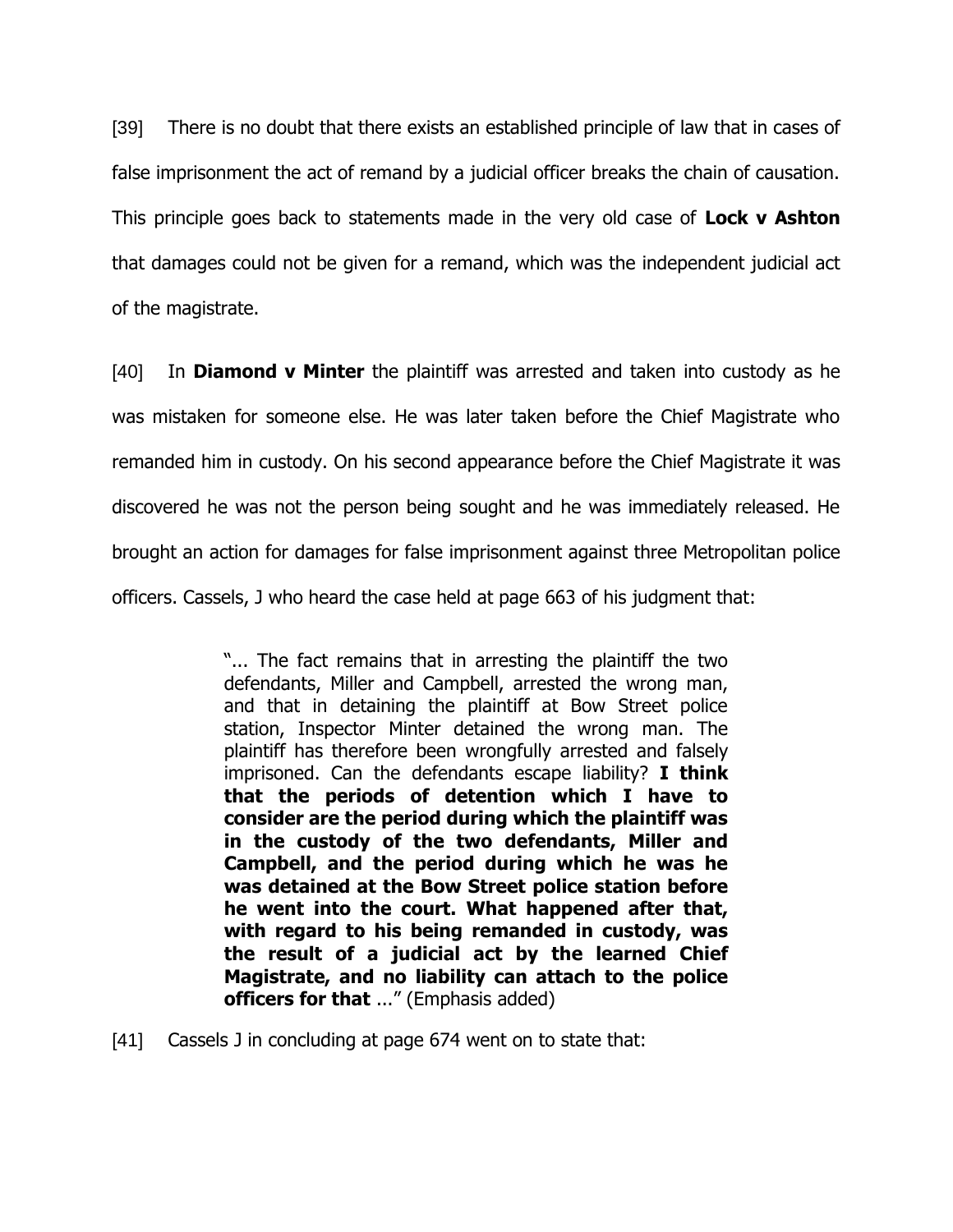[39] There is no doubt that there exists an established principle of law that in cases of false imprisonment the act of remand by a judicial officer breaks the chain of causation. This principle goes back to statements made in the very old case of **Lock v Ashton** that damages could not be given for a remand, which was the independent judicial act of the magistrate.

[40] In **Diamond v Minter** the plaintiff was arrested and taken into custody as he was mistaken for someone else. He was later taken before the Chief Magistrate who remanded him in custody. On his second appearance before the Chief Magistrate it was discovered he was not the person being sought and he was immediately released. He brought an action for damages for false imprisonment against three Metropolitan police officers. Cassels, J who heard the case held at page 663 of his judgment that:

> "... The fact remains that in arresting the plaintiff the two defendants, Miller and Campbell, arrested the wrong man, and that in detaining the plaintiff at Bow Street police station, Inspector Minter detained the wrong man. The plaintiff has therefore been wrongfully arrested and falsely imprisoned. Can the defendants escape liability? **I think that the periods of detention which I have to consider are the period during which the plaintiff was in the custody of the two defendants, Miller and Campbell, and the period during which he was he was detained at the Bow Street police station before he went into the court. What happened after that, with regard to his being remanded in custody, was the result of a judicial act by the learned Chief Magistrate, and no liability can attach to the police officers for that** ..." (Emphasis added)

[41] Cassels J in concluding at page 674 went on to state that: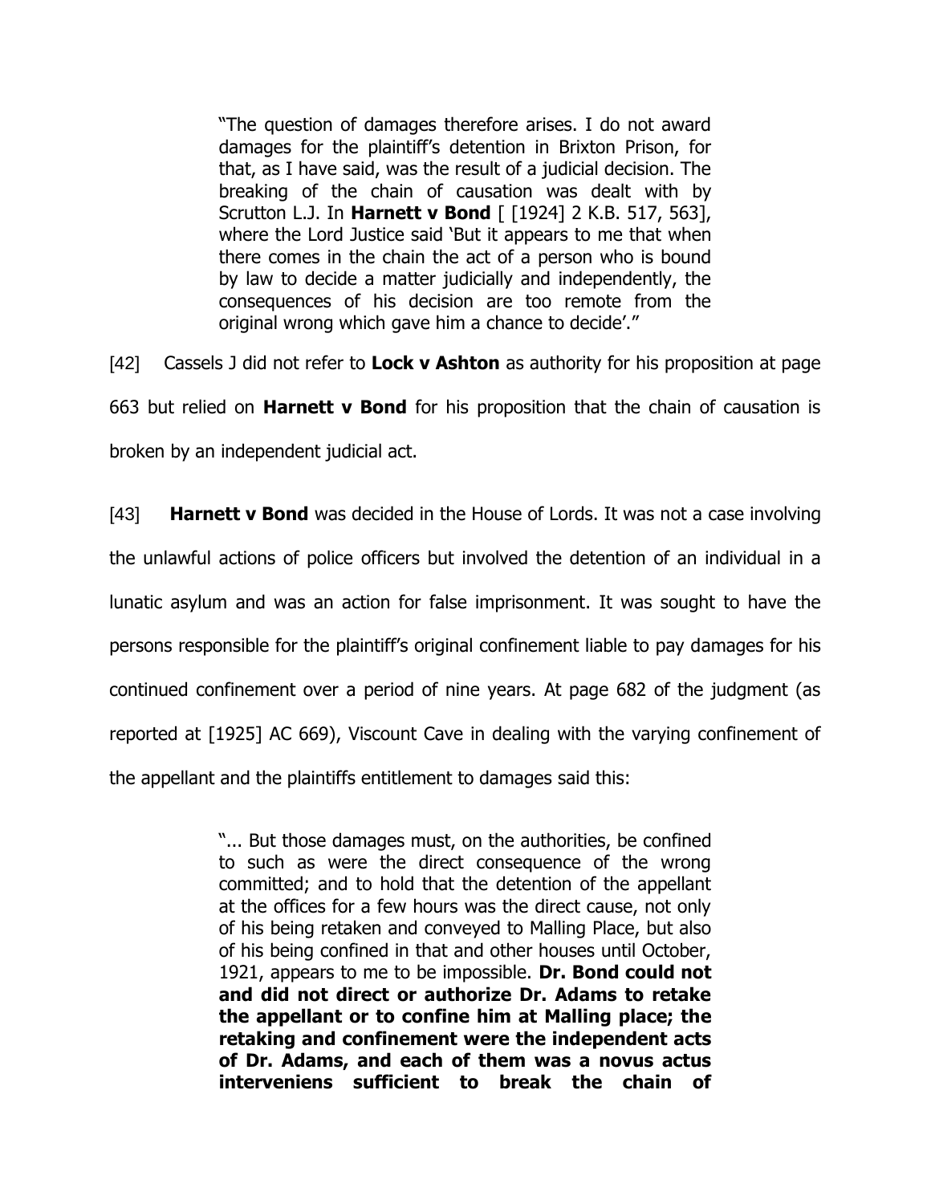> "The question of damages therefore arises. I do not award damages for the plaintiff's detention in Brixton Prison, for that, as I have said, was the result of a judicial decision. The breaking of the chain of causation was dealt with by Scrutton L.J. In **Harnett v Bond** [ [1924] 2 K.B. 517, 563], where the Lord Justice said 'But it appears to me that when there comes in the chain the act of a person who is bound by law to decide a matter judicially and independently, the consequences of his decision are too remote from the original wrong which gave him a chance to decide'."

[42] Cassels J did not refer to **Lock v Ashton** as authority for his proposition at page 663 but relied on **Harnett v Bond** for his proposition that the chain of causation is broken by an independent judicial act.

[43] **Harnett v Bond** was decided in the House of Lords. It was not a case involving the unlawful actions of police officers but involved the detention of an individual in a lunatic asylum and was an action for false imprisonment. It was sought to have the persons responsible for the plaintiff's original confinement liable to pay damages for his continued confinement over a period of nine years. At page 682 of the judgment (as reported at [1925] AC 669), Viscount Cave in dealing with the varying confinement of the appellant and the plaintiffs entitlement to damages said this:

> "... But those damages must, on the authorities, be confined to such as were the direct consequence of the wrong committed; and to hold that the detention of the appellant at the offices for a few hours was the direct cause, not only of his being retaken and conveyed to Malling Place, but also of his being confined in that and other houses until October, 1921, appears to me to be impossible. **Dr. Bond could not and did not direct or authorize Dr. Adams to retake the appellant or to confine him at Malling place; the retaking and confinement were the independent acts of Dr. Adams, and each of them was a novus actus interveniens sufficient to break the chain of**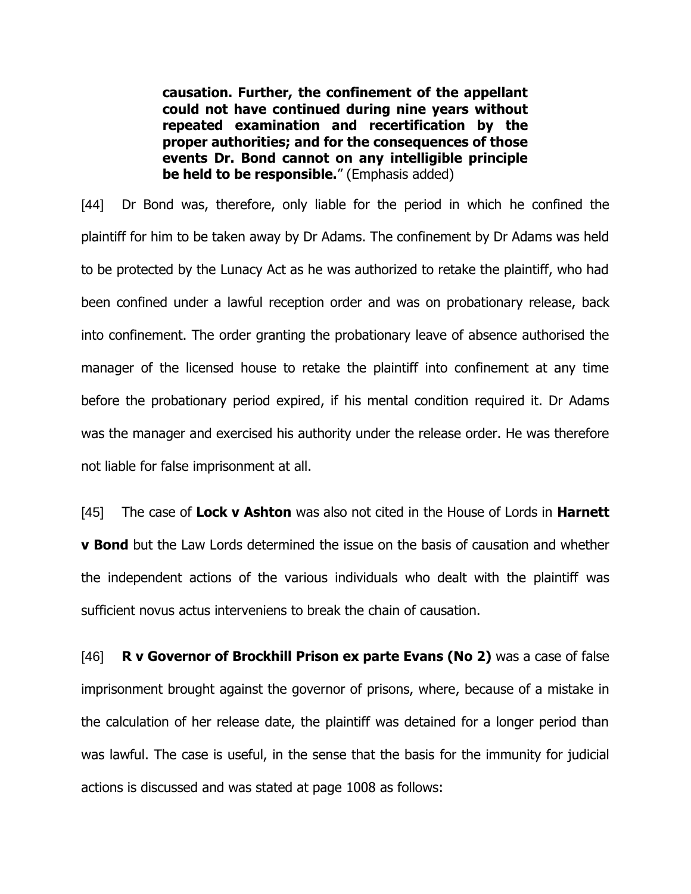> **causation. Further, the confinement of the appellant could not have continued during nine years without repeated examination and recertification by the proper authorities; and for the consequences of those events Dr. Bond cannot on any intelligible principle be held to be responsible.**" (Emphasis added)

[44] Dr Bond was, therefore, only liable for the period in which he confined the plaintiff for him to be taken away by Dr Adams. The confinement by Dr Adams was held to be protected by the Lunacy Act as he was authorized to retake the plaintiff, who had been confined under a lawful reception order and was on probationary release, back into confinement. The order granting the probationary leave of absence authorised the manager of the licensed house to retake the plaintiff into confinement at any time before the probationary period expired, if his mental condition required it. Dr Adams was the manager and exercised his authority under the release order. He was therefore not liable for false imprisonment at all.

[45] The case of **Lock v Ashton** was also not cited in the House of Lords in **Harnett v Bond** but the Law Lords determined the issue on the basis of causation and whether the independent actions of the various individuals who dealt with the plaintiff was sufficient novus actus interveniens to break the chain of causation.

[46] **R v Governor of Brockhill Prison ex parte Evans (No 2)** was a case of false imprisonment brought against the governor of prisons, where, because of a mistake in the calculation of her release date, the plaintiff was detained for a longer period than was lawful. The case is useful, in the sense that the basis for the immunity for judicial actions is discussed and was stated at page 1008 as follows: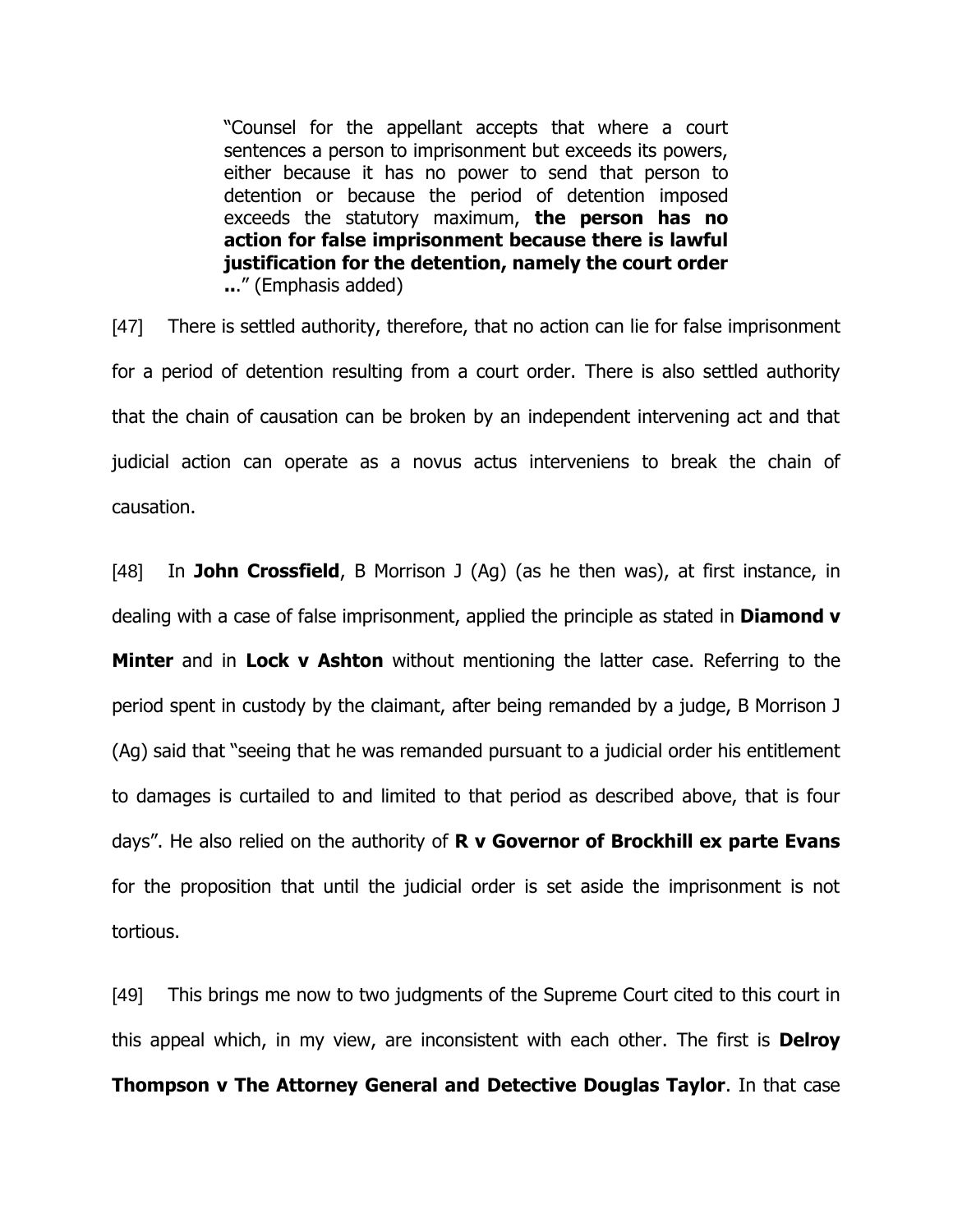> "Counsel for the appellant accepts that where a court sentences a person to imprisonment but exceeds its powers, either because it has no power to send that person to detention or because the period of detention imposed exceeds the statutory maximum, **the person has no action for false imprisonment because there is lawful justification for the detention, namely the court order ..**." (Emphasis added)

[47] There is settled authority, therefore, that no action can lie for false imprisonment for a period of detention resulting from a court order. There is also settled authority that the chain of causation can be broken by an independent intervening act and that judicial action can operate as a novus actus interveniens to break the chain of causation.

[48] In **John Crossfield**, B Morrison J (Ag) (as he then was), at first instance, in dealing with a case of false imprisonment, applied the principle as stated in **Diamond v Minter** and in **Lock v Ashton** without mentioning the latter case. Referring to the period spent in custody by the claimant, after being remanded by a judge, B Morrison J (Ag) said that "seeing that he was remanded pursuant to a judicial order his entitlement to damages is curtailed to and limited to that period as described above, that is four days". He also relied on the authority of **R v Governor of Brockhill ex parte Evans** for the proposition that until the judicial order is set aside the imprisonment is not tortious.

[49] This brings me now to two judgments of the Supreme Court cited to this court in this appeal which, in my view, are inconsistent with each other. The first is **Delroy Thompson v The Attorney General and Detective Douglas Taylor**. In that case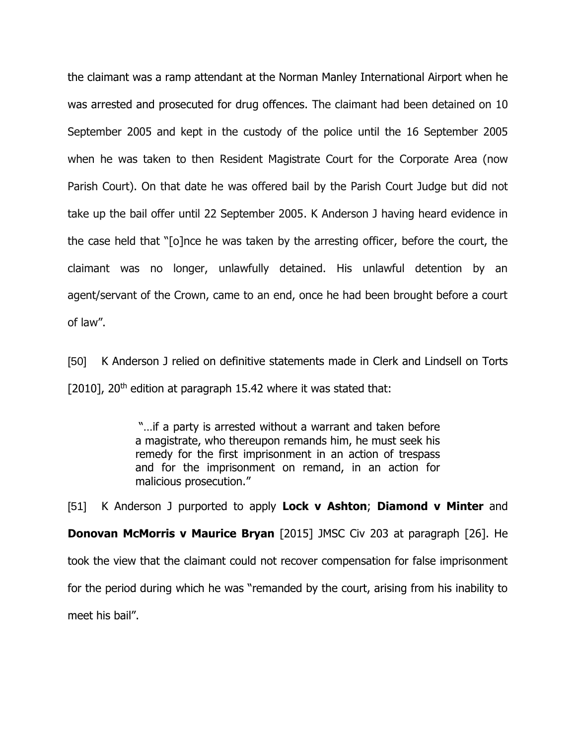the claimant was a ramp attendant at the Norman Manley International Airport when he was arrested and prosecuted for drug offences. The claimant had been detained on 10 September 2005 and kept in the custody of the police until the 16 September 2005 when he was taken to then Resident Magistrate Court for the Corporate Area (now Parish Court). On that date he was offered bail by the Parish Court Judge but did not take up the bail offer until 22 September 2005. K Anderson J having heard evidence in the case held that "[o]nce he was taken by the arresting officer, before the court, the claimant was no longer, unlawfully detained. His unlawful detention by an agent/servant of the Crown, came to an end, once he had been brought before a court of law".

[50] K Anderson J relied on definitive statements made in Clerk and Lindsell on Torts [2010], 20th edition at paragraph 15.42 where it was stated that:

> "…if a party is arrested without a warrant and taken before a magistrate, who thereupon remands him, he must seek his remedy for the first imprisonment in an action of trespass and for the imprisonment on remand, in an action for malicious prosecution."

[51] K Anderson J purported to apply **Lock v Ashton**; **Diamond v Minter** and **Donovan McMorris v Maurice Bryan** [2015] JMSC Civ 203 at paragraph [26]. He took the view that the claimant could not recover compensation for false imprisonment for the period during which he was "remanded by the court, arising from his inability to meet his bail".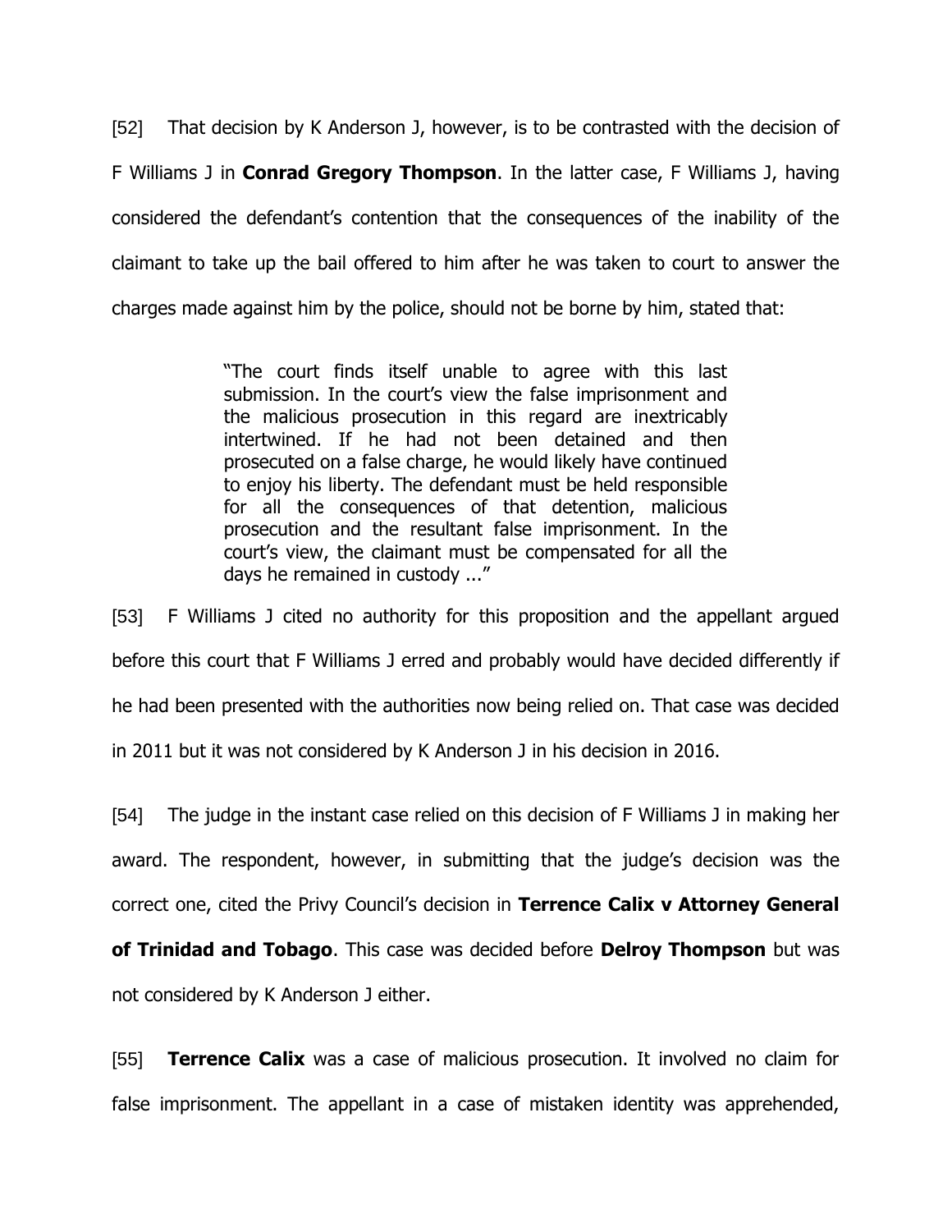[52] That decision by K Anderson J, however, is to be contrasted with the decision of F Williams J in **Conrad Gregory Thompson**. In the latter case, F Williams J, having considered the defendant's contention that the consequences of the inability of the claimant to take up the bail offered to him after he was taken to court to answer the charges made against him by the police, should not be borne by him, stated that:

> "The court finds itself unable to agree with this last submission. In the court's view the false imprisonment and the malicious prosecution in this regard are inextricably intertwined. If he had not been detained and then prosecuted on a false charge, he would likely have continued to enjoy his liberty. The defendant must be held responsible for all the consequences of that detention, malicious prosecution and the resultant false imprisonment. In the court's view, the claimant must be compensated for all the days he remained in custody ..."

[53] F Williams J cited no authority for this proposition and the appellant argued before this court that F Williams J erred and probably would have decided differently if he had been presented with the authorities now being relied on. That case was decided in 2011 but it was not considered by K Anderson J in his decision in 2016.

[54] The judge in the instant case relied on this decision of F Williams J in making her award. The respondent, however, in submitting that the judge's decision was the correct one, cited the Privy Council's decision in **Terrence Calix v Attorney General of Trinidad and Tobago**. This case was decided before **Delroy Thompson** but was not considered by K Anderson J either.

[55] **Terrence Calix** was a case of malicious prosecution. It involved no claim for false imprisonment. The appellant in a case of mistaken identity was apprehended,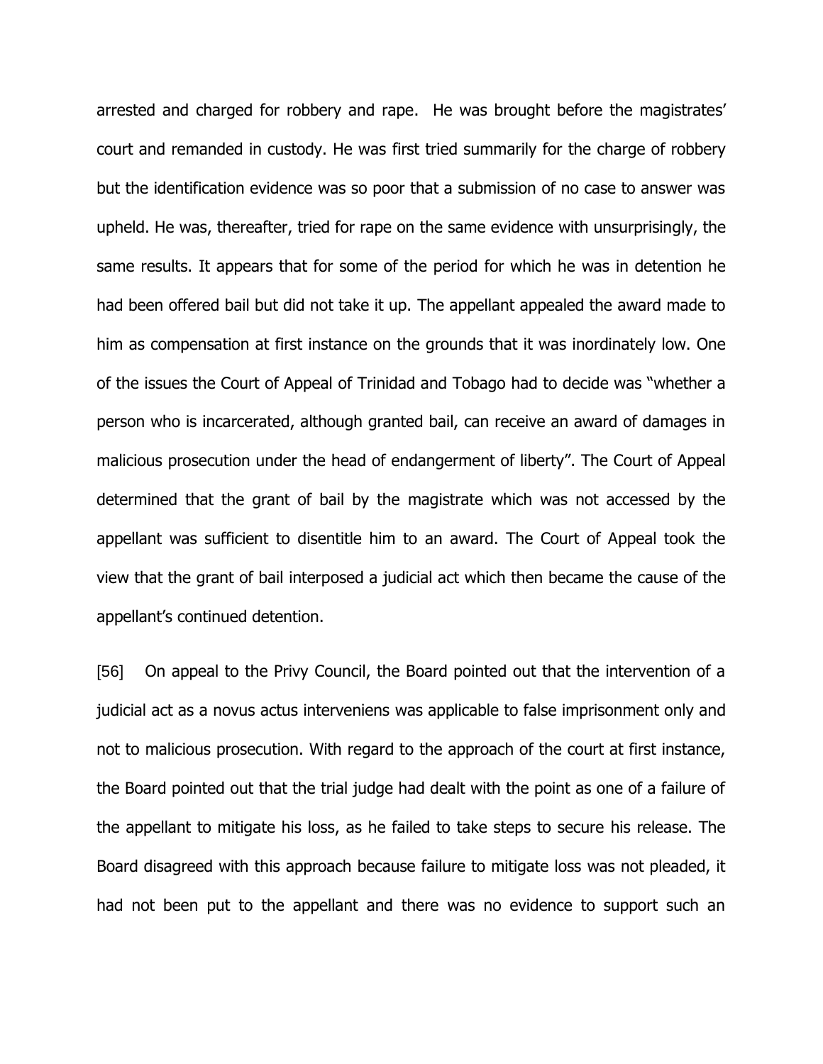arrested and charged for robbery and rape. He was brought before the magistrates' court and remanded in custody. He was first tried summarily for the charge of robbery but the identification evidence was so poor that a submission of no case to answer was upheld. He was, thereafter, tried for rape on the same evidence with unsurprisingly, the same results. It appears that for some of the period for which he was in detention he had been offered bail but did not take it up. The appellant appealed the award made to him as compensation at first instance on the grounds that it was inordinately low. One of the issues the Court of Appeal of Trinidad and Tobago had to decide was "whether a person who is incarcerated, although granted bail, can receive an award of damages in malicious prosecution under the head of endangerment of liberty". The Court of Appeal determined that the grant of bail by the magistrate which was not accessed by the appellant was sufficient to disentitle him to an award. The Court of Appeal took the view that the grant of bail interposed a judicial act which then became the cause of the appellant's continued detention.

[56] On appeal to the Privy Council, the Board pointed out that the intervention of a judicial act as a novus actus interveniens was applicable to false imprisonment only and not to malicious prosecution. With regard to the approach of the court at first instance, the Board pointed out that the trial judge had dealt with the point as one of a failure of the appellant to mitigate his loss, as he failed to take steps to secure his release. The Board disagreed with this approach because failure to mitigate loss was not pleaded, it had not been put to the appellant and there was no evidence to support such an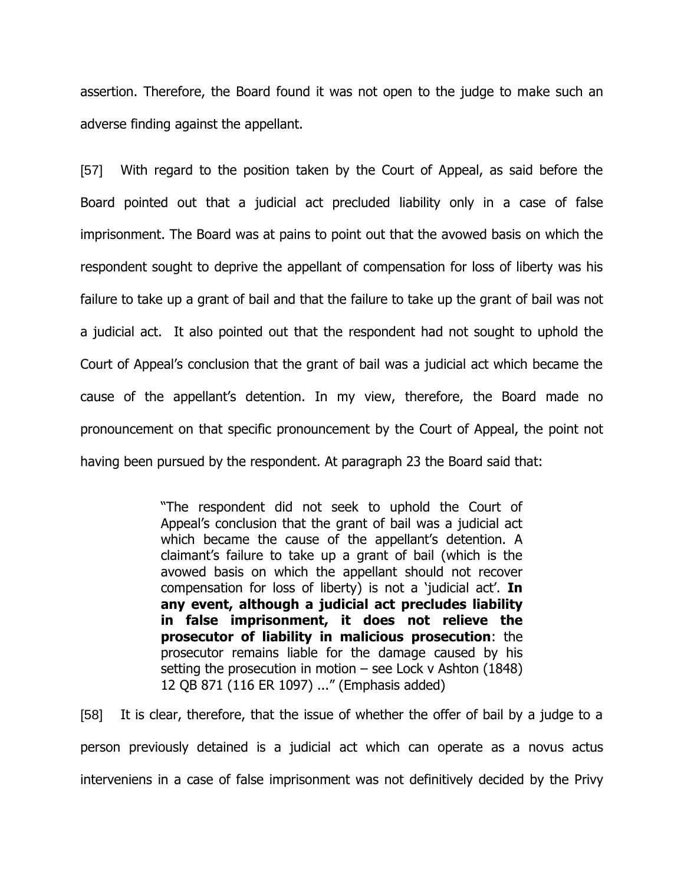assertion. Therefore, the Board found it was not open to the judge to make such an adverse finding against the appellant.

[57] With regard to the position taken by the Court of Appeal, as said before the Board pointed out that a judicial act precluded liability only in a case of false imprisonment. The Board was at pains to point out that the avowed basis on which the respondent sought to deprive the appellant of compensation for loss of liberty was his failure to take up a grant of bail and that the failure to take up the grant of bail was not a judicial act. It also pointed out that the respondent had not sought to uphold the Court of Appeal's conclusion that the grant of bail was a judicial act which became the cause of the appellant's detention. In my view, therefore, the Board made no pronouncement on that specific pronouncement by the Court of Appeal, the point not having been pursued by the respondent. At paragraph 23 the Board said that:

> "The respondent did not seek to uphold the Court of Appeal's conclusion that the grant of bail was a judicial act which became the cause of the appellant's detention. A claimant's failure to take up a grant of bail (which is the avowed basis on which the appellant should not recover compensation for loss of liberty) is not a 'judicial act'. **In any event, although a judicial act precludes liability in false imprisonment, it does not relieve the prosecutor of liability in malicious prosecution**: the prosecutor remains liable for the damage caused by his setting the prosecution in motion – see Lock v Ashton (1848) 12 QB 871 (116 ER 1097) ..." (Emphasis added)

[58] It is clear, therefore, that the issue of whether the offer of bail by a judge to a person previously detained is a judicial act which can operate as a novus actus interveniens in a case of false imprisonment was not definitively decided by the Privy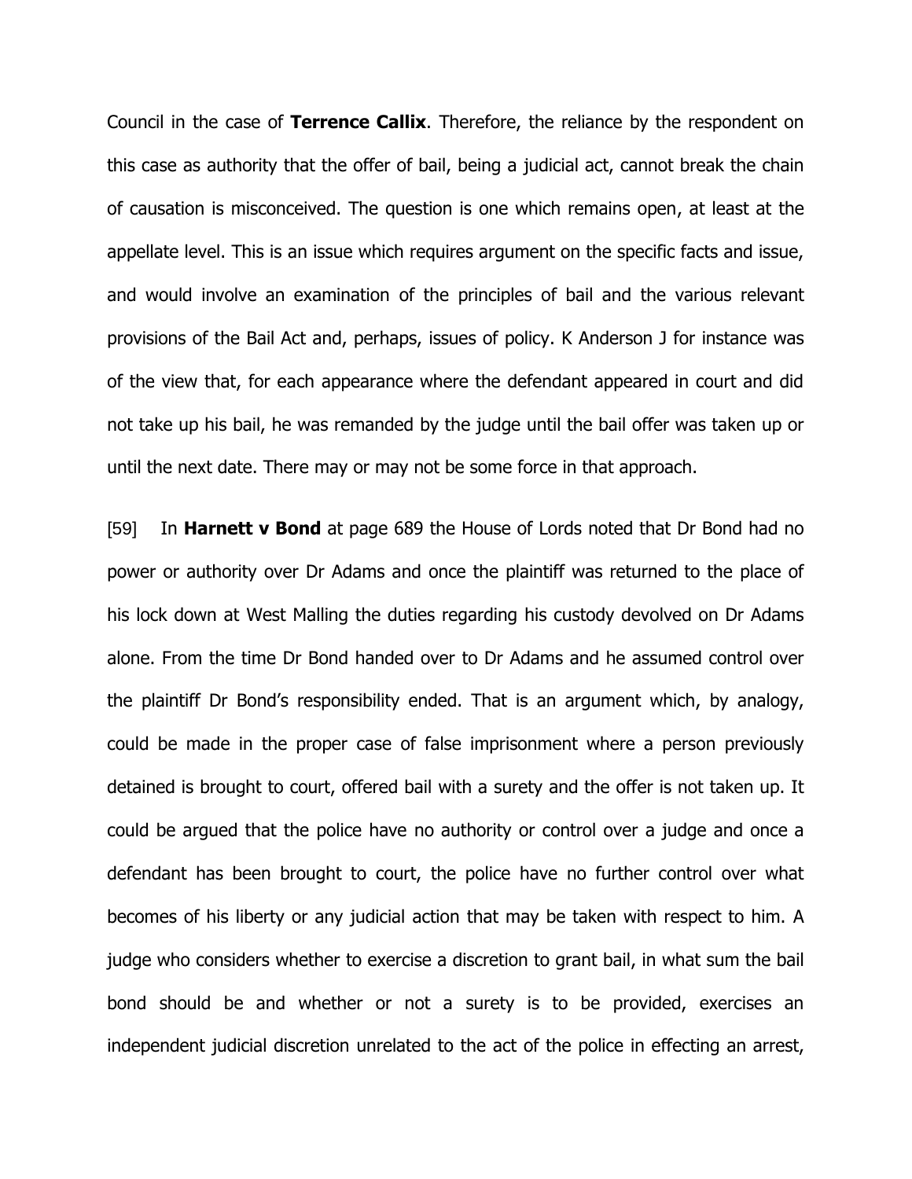Council in the case of **Terrence Callix**. Therefore, the reliance by the respondent on this case as authority that the offer of bail, being a judicial act, cannot break the chain of causation is misconceived. The question is one which remains open, at least at the appellate level. This is an issue which requires argument on the specific facts and issue, and would involve an examination of the principles of bail and the various relevant provisions of the Bail Act and, perhaps, issues of policy. K Anderson J for instance was of the view that, for each appearance where the defendant appeared in court and did not take up his bail, he was remanded by the judge until the bail offer was taken up or until the next date. There may or may not be some force in that approach.

[59] In **Harnett v Bond** at page 689 the House of Lords noted that Dr Bond had no power or authority over Dr Adams and once the plaintiff was returned to the place of his lock down at West Malling the duties regarding his custody devolved on Dr Adams alone. From the time Dr Bond handed over to Dr Adams and he assumed control over the plaintiff Dr Bond's responsibility ended. That is an argument which, by analogy, could be made in the proper case of false imprisonment where a person previously detained is brought to court, offered bail with a surety and the offer is not taken up. It could be argued that the police have no authority or control over a judge and once a defendant has been brought to court, the police have no further control over what becomes of his liberty or any judicial action that may be taken with respect to him. A judge who considers whether to exercise a discretion to grant bail, in what sum the bail bond should be and whether or not a surety is to be provided, exercises an independent judicial discretion unrelated to the act of the police in effecting an arrest,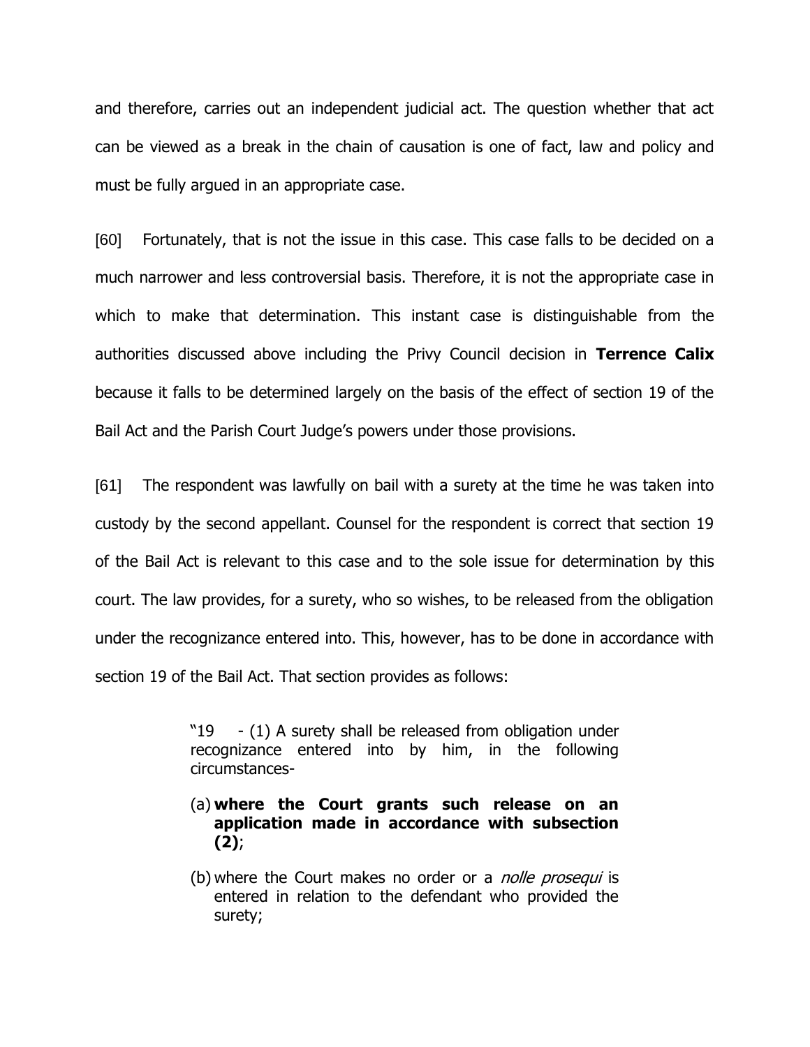and therefore, carries out an independent judicial act. The question whether that act can be viewed as a break in the chain of causation is one of fact, law and policy and must be fully argued in an appropriate case.

[60] Fortunately, that is not the issue in this case. This case falls to be decided on a much narrower and less controversial basis. Therefore, it is not the appropriate case in which to make that determination. This instant case is distinguishable from the authorities discussed above including the Privy Council decision in **Terrence Calix** because it falls to be determined largely on the basis of the effect of section 19 of the Bail Act and the Parish Court Judge's powers under those provisions.

[61] The respondent was lawfully on bail with a surety at the time he was taken into custody by the second appellant. Counsel for the respondent is correct that section 19 of the Bail Act is relevant to this case and to the sole issue for determination by this court. The law provides, for a surety, who so wishes, to be released from the obligation under the recognizance entered into. This, however, has to be done in accordance with section 19 of the Bail Act. That section provides as follows:

> "19 - (1) A surety shall be released from obligation under recognizance entered into by him, in the following circumstances-
>
> (a) **where the Court grants such release on an application made in accordance with subsection (2)**;
>
> (b) where the Court makes no order or a *nolle prosequi* is entered in relation to the defendant who provided the surety;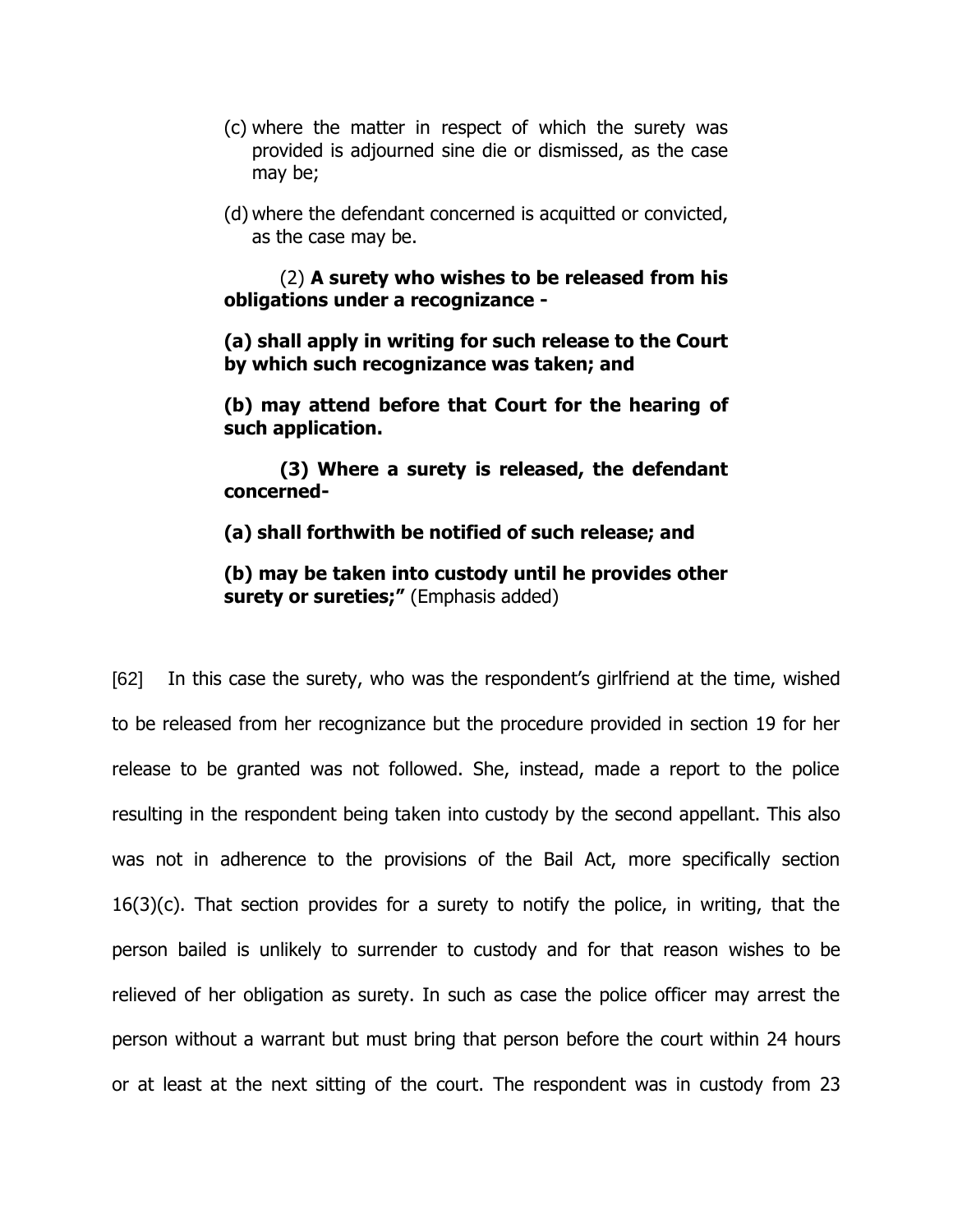(c) where the matter in respect of which the surety was provided is adjourned sine die or dismissed, as the case may be;

(d) where the defendant concerned is acquitted or convicted, as the case may be.

(2) **A surety who wishes to be released from his obligations under a recognizance -**

**(a) shall apply in writing for such release to the Court by which such recognizance was taken; and**

**(b) may attend before that Court for the hearing of such application.**

**(3) Where a surety is released, the defendant concerned-**

**(a) shall forthwith be notified of such release; and**

**(b) may be taken into custody until he provides other surety or sureties;"** (Emphasis added)

[62] In this case the surety, who was the respondent's girlfriend at the time, wished to be released from her recognizance but the procedure provided in section 19 for her release to be granted was not followed. She, instead, made a report to the police resulting in the respondent being taken into custody by the second appellant. This also was not in adherence to the provisions of the Bail Act, more specifically section 16(3)(c). That section provides for a surety to notify the police, in writing, that the person bailed is unlikely to surrender to custody and for that reason wishes to be relieved of her obligation as surety. In such as case the police officer may arrest the person without a warrant but must bring that person before the court within 24 hours or at least at the next sitting of the court. The respondent was in custody from 23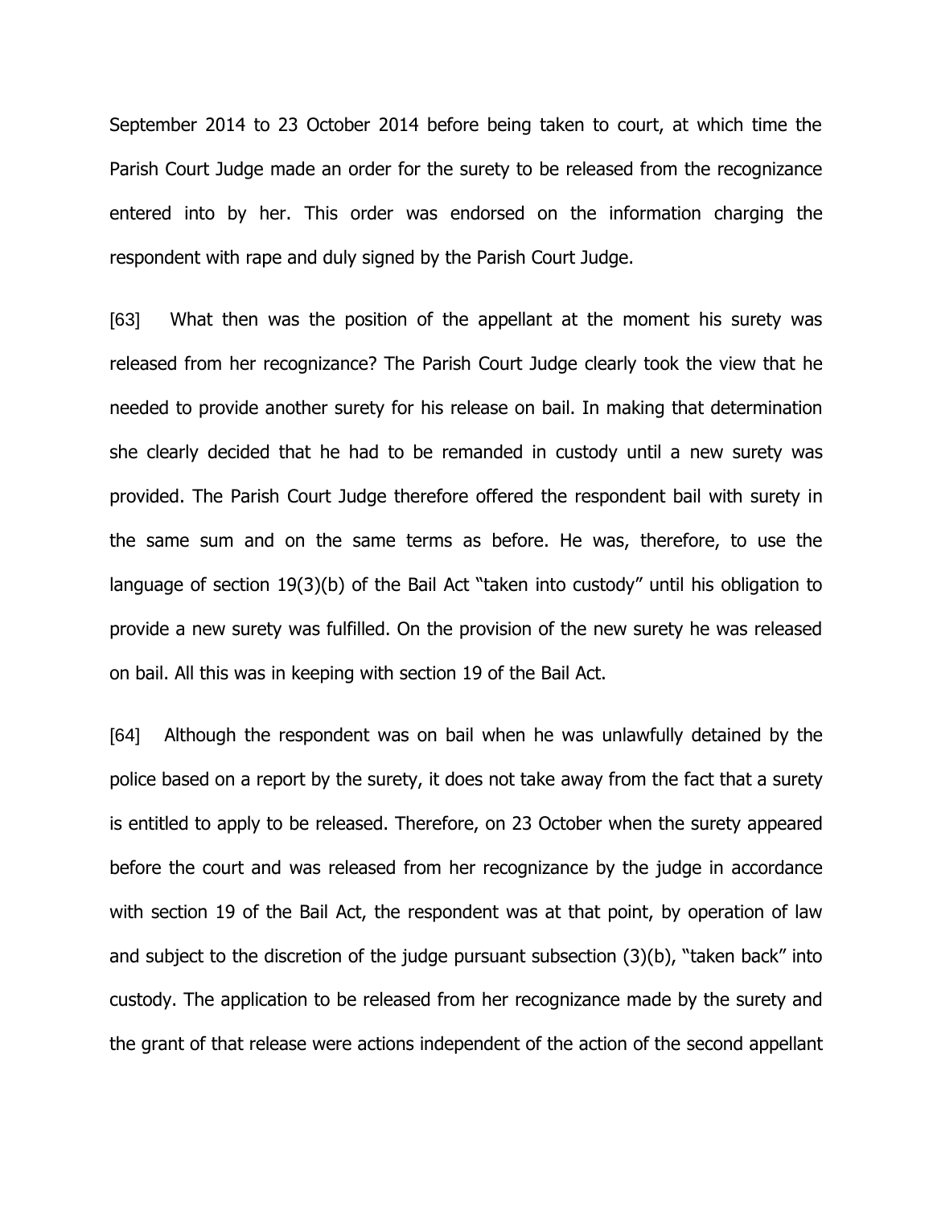September 2014 to 23 October 2014 before being taken to court, at which time the Parish Court Judge made an order for the surety to be released from the recognizance entered into by her. This order was endorsed on the information charging the respondent with rape and duly signed by the Parish Court Judge.

[63] What then was the position of the appellant at the moment his surety was released from her recognizance? The Parish Court Judge clearly took the view that he needed to provide another surety for his release on bail. In making that determination she clearly decided that he had to be remanded in custody until a new surety was provided. The Parish Court Judge therefore offered the respondent bail with surety in the same sum and on the same terms as before. He was, therefore, to use the language of section 19(3)(b) of the Bail Act "taken into custody" until his obligation to provide a new surety was fulfilled. On the provision of the new surety he was released on bail. All this was in keeping with section 19 of the Bail Act.

[64] Although the respondent was on bail when he was unlawfully detained by the police based on a report by the surety, it does not take away from the fact that a surety is entitled to apply to be released. Therefore, on 23 October when the surety appeared before the court and was released from her recognizance by the judge in accordance with section 19 of the Bail Act, the respondent was at that point, by operation of law and subject to the discretion of the judge pursuant subsection (3)(b), "taken back" into custody. The application to be released from her recognizance made by the surety and the grant of that release were actions independent of the action of the second appellant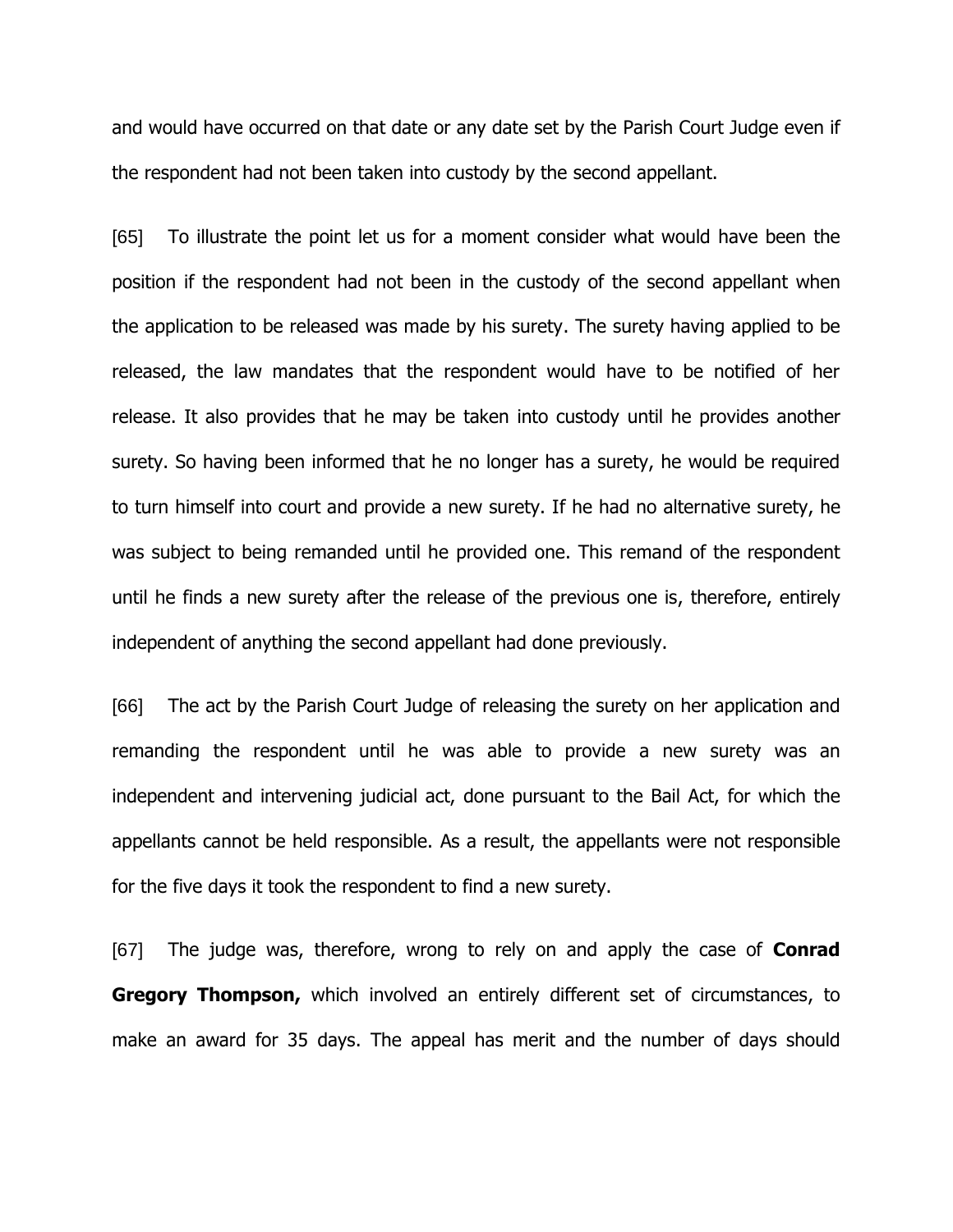and would have occurred on that date or any date set by the Parish Court Judge even if the respondent had not been taken into custody by the second appellant.

[65] To illustrate the point let us for a moment consider what would have been the position if the respondent had not been in the custody of the second appellant when the application to be released was made by his surety. The surety having applied to be released, the law mandates that the respondent would have to be notified of her release. It also provides that he may be taken into custody until he provides another surety. So having been informed that he no longer has a surety, he would be required to turn himself into court and provide a new surety. If he had no alternative surety, he was subject to being remanded until he provided one. This remand of the respondent until he finds a new surety after the release of the previous one is, therefore, entirely independent of anything the second appellant had done previously.

[66] The act by the Parish Court Judge of releasing the surety on her application and remanding the respondent until he was able to provide a new surety was an independent and intervening judicial act, done pursuant to the Bail Act, for which the appellants cannot be held responsible. As a result, the appellants were not responsible for the five days it took the respondent to find a new surety.

[67] The judge was, therefore, wrong to rely on and apply the case of **Conrad Gregory Thompson,** which involved an entirely different set of circumstances, to make an award for 35 days. The appeal has merit and the number of days should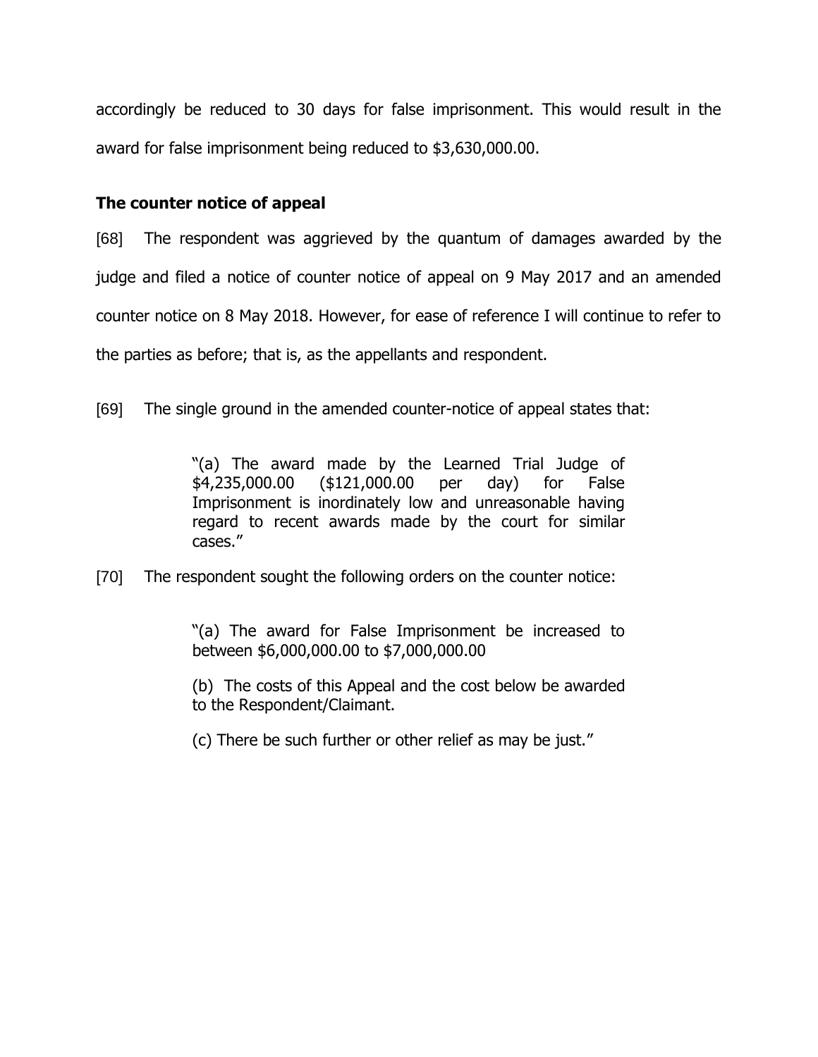accordingly be reduced to 30 days for false imprisonment. This would result in the award for false imprisonment being reduced to $3,630,000.00.

**The counter notice of appeal**

[68] The respondent was aggrieved by the quantum of damages awarded by the judge and filed a notice of counter notice of appeal on 9 May 2017 and an amended counter notice on 8 May 2018. However, for ease of reference I will continue to refer to the parties as before; that is, as the appellants and respondent.

[69] The single ground in the amended counter-notice of appeal states that:

> "(a) The award made by the Learned Trial Judge of $4,235,000.00 ($121,000.00 per day) for False Imprisonment is inordinately low and unreasonable having regard to recent awards made by the court for similar cases."

[70] The respondent sought the following orders on the counter notice:

> "(a) The award for False Imprisonment be increased to between $6,000,000.00 to $7,000,000.00
>
> (b) The costs of this Appeal and the cost below be awarded to the Respondent/Claimant.
>
> (c) There be such further or other relief as may be just."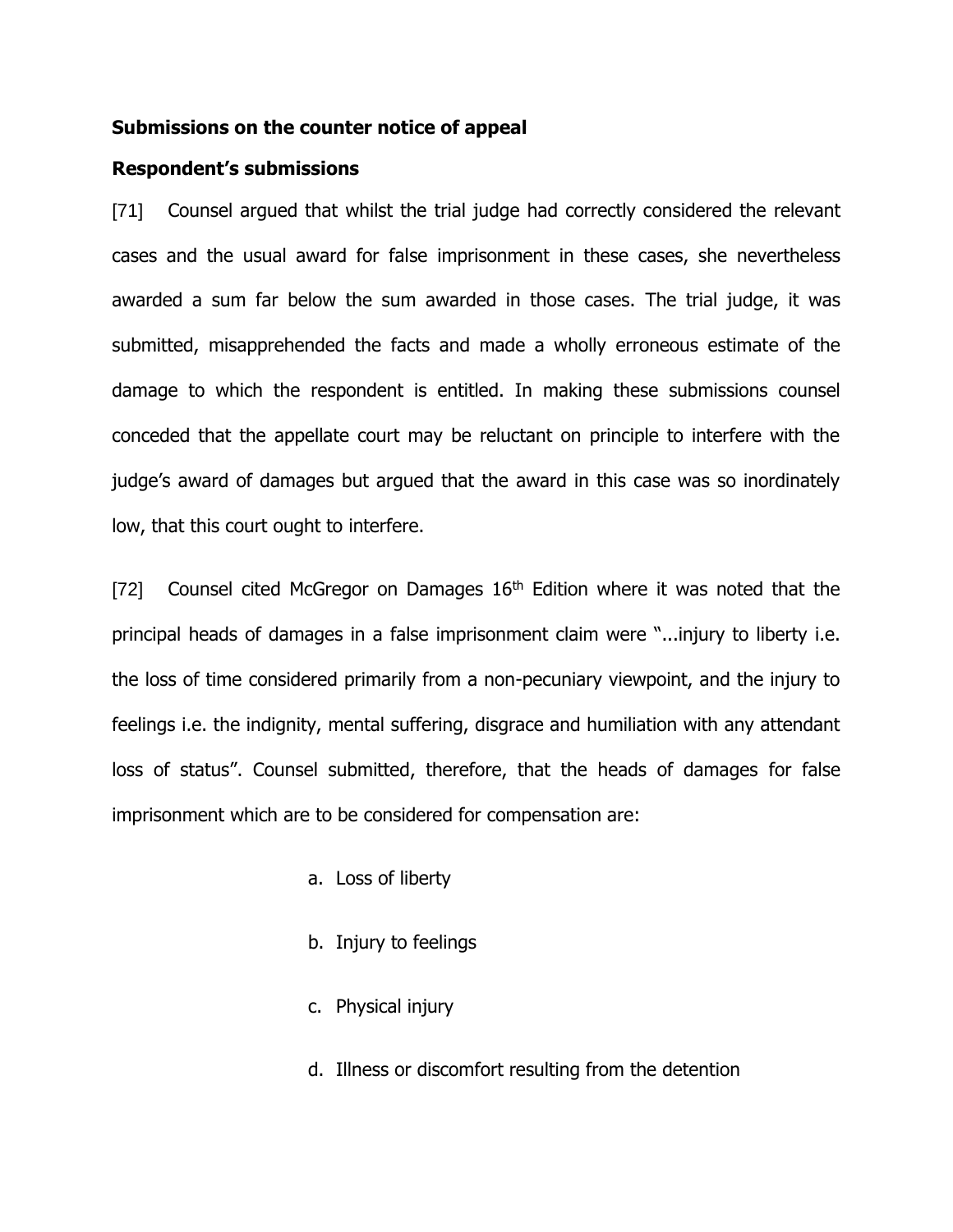**Submissions on the counter notice of appeal**

**Respondent's submissions**

[71] Counsel argued that whilst the trial judge had correctly considered the relevant cases and the usual award for false imprisonment in these cases, she nevertheless awarded a sum far below the sum awarded in those cases. The trial judge, it was submitted, misapprehended the facts and made a wholly erroneous estimate of the damage to which the respondent is entitled. In making these submissions counsel conceded that the appellate court may be reluctant on principle to interfere with the judge's award of damages but argued that the award in this case was so inordinately low, that this court ought to interfere.

[72] Counsel cited McGregor on Damages 16th Edition where it was noted that the principal heads of damages in a false imprisonment claim were "...injury to liberty i.e. the loss of time considered primarily from a non-pecuniary viewpoint, and the injury to feelings i.e. the indignity, mental suffering, disgrace and humiliation with any attendant loss of status". Counsel submitted, therefore, that the heads of damages for false imprisonment which are to be considered for compensation are:

a. Loss of liberty

b. Injury to feelings

c. Physical injury

d. Illness or discomfort resulting from the detention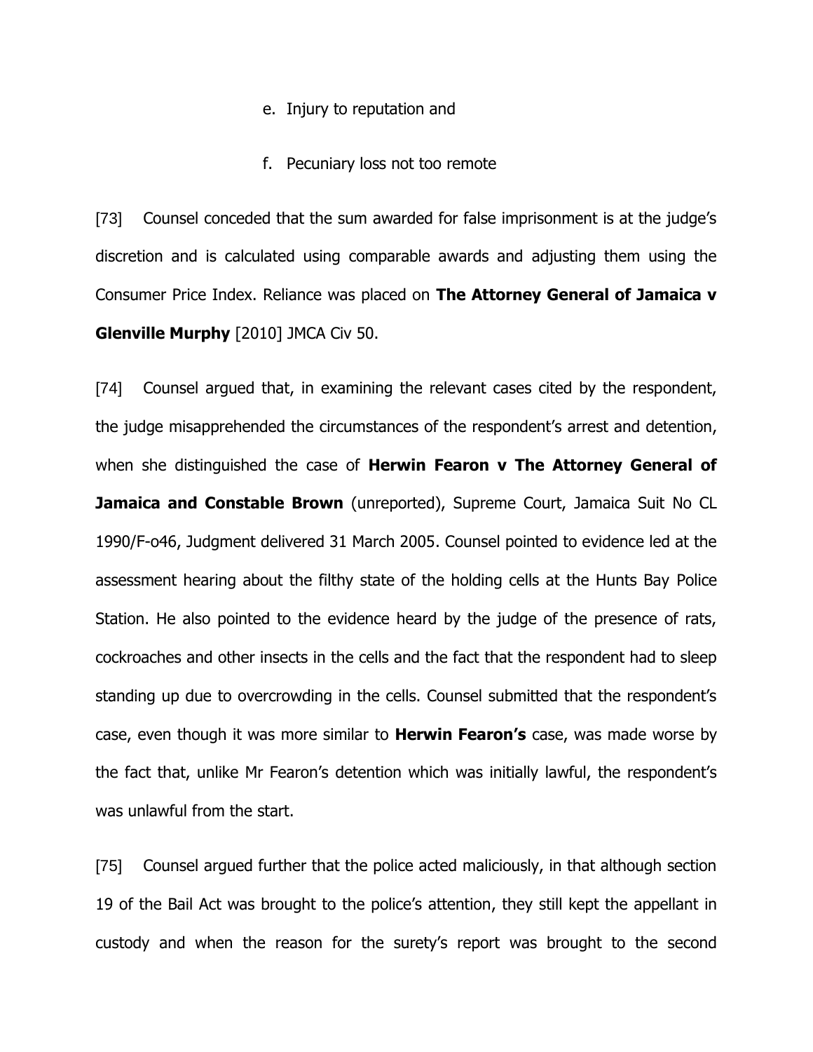e. Injury to reputation and

f. Pecuniary loss not too remote

[73] Counsel conceded that the sum awarded for false imprisonment is at the judge's discretion and is calculated using comparable awards and adjusting them using the Consumer Price Index. Reliance was placed on **The Attorney General of Jamaica v Glenville Murphy** [2010] JMCA Civ 50.

[74] Counsel argued that, in examining the relevant cases cited by the respondent, the judge misapprehended the circumstances of the respondent's arrest and detention, when she distinguished the case of **Herwin Fearon v The Attorney General of Jamaica and Constable Brown** (unreported), Supreme Court, Jamaica Suit No CL 1990/F-o46, Judgment delivered 31 March 2005. Counsel pointed to evidence led at the assessment hearing about the filthy state of the holding cells at the Hunts Bay Police Station. He also pointed to the evidence heard by the judge of the presence of rats, cockroaches and other insects in the cells and the fact that the respondent had to sleep standing up due to overcrowding in the cells. Counsel submitted that the respondent's case, even though it was more similar to **Herwin Fearon's** case, was made worse by the fact that, unlike Mr Fearon's detention which was initially lawful, the respondent's was unlawful from the start.

[75] Counsel argued further that the police acted maliciously, in that although section 19 of the Bail Act was brought to the police's attention, they still kept the appellant in custody and when the reason for the surety's report was brought to the second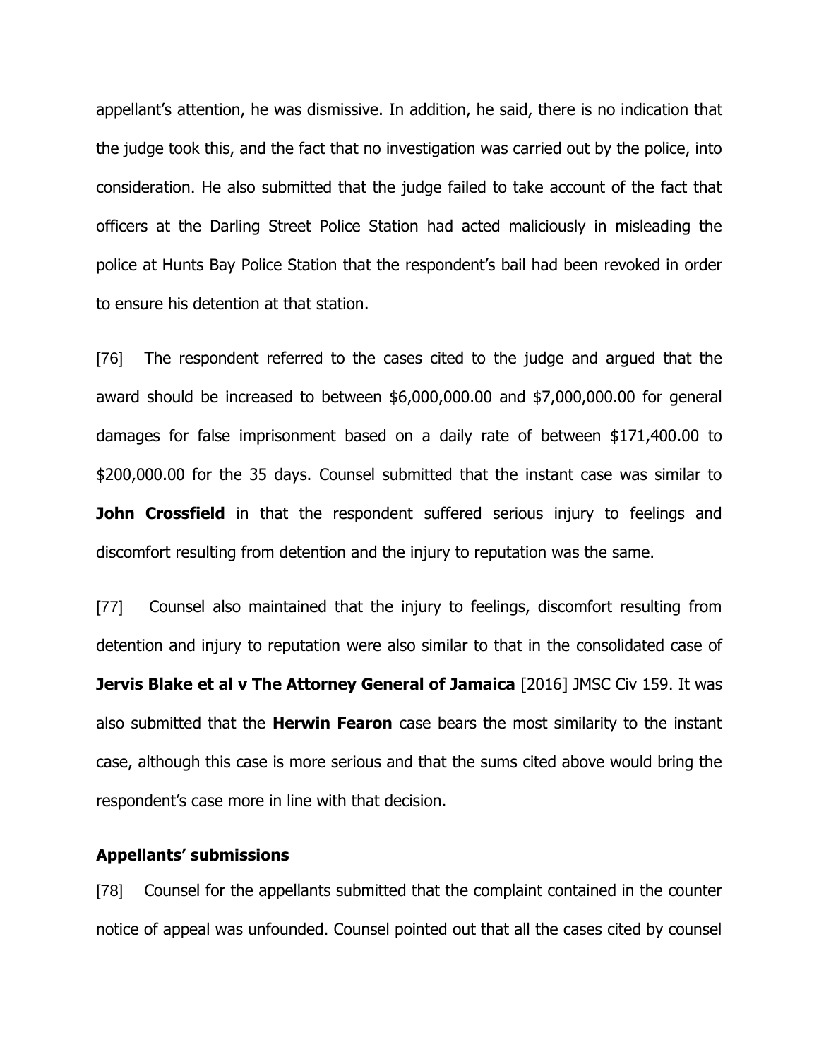appellant's attention, he was dismissive. In addition, he said, there is no indication that the judge took this, and the fact that no investigation was carried out by the police, into consideration. He also submitted that the judge failed to take account of the fact that officers at the Darling Street Police Station had acted maliciously in misleading the police at Hunts Bay Police Station that the respondent's bail had been revoked in order to ensure his detention at that station.

[76] The respondent referred to the cases cited to the judge and argued that the award should be increased to between $6,000,000.00 and $7,000,000.00 for general damages for false imprisonment based on a daily rate of between $171,400.00 to $200,000.00 for the 35 days. Counsel submitted that the instant case was similar to **John Crossfield** in that the respondent suffered serious injury to feelings and discomfort resulting from detention and the injury to reputation was the same.

[77] Counsel also maintained that the injury to feelings, discomfort resulting from detention and injury to reputation were also similar to that in the consolidated case of **Jervis Blake et al v The Attorney General of Jamaica** [2016] JMSC Civ 159. It was also submitted that the **Herwin Fearon** case bears the most similarity to the instant case, although this case is more serious and that the sums cited above would bring the respondent's case more in line with that decision.

### Appellants' submissions

[78] Counsel for the appellants submitted that the complaint contained in the counter notice of appeal was unfounded. Counsel pointed out that all the cases cited by counsel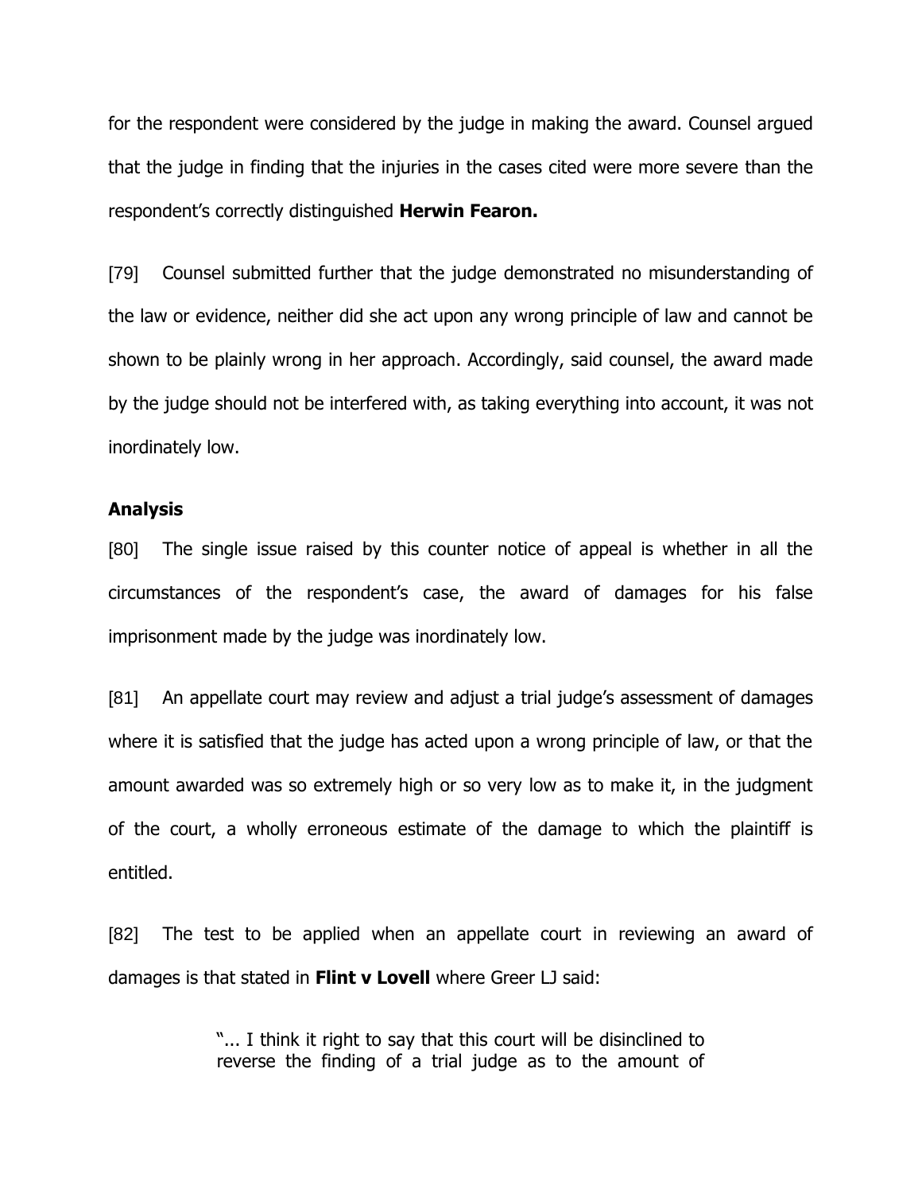for the respondent were considered by the judge in making the award. Counsel argued that the judge in finding that the injuries in the cases cited were more severe than the respondent's correctly distinguished **Herwin Fearon.**

[79] Counsel submitted further that the judge demonstrated no misunderstanding of the law or evidence, neither did she act upon any wrong principle of law and cannot be shown to be plainly wrong in her approach. Accordingly, said counsel, the award made by the judge should not be interfered with, as taking everything into account, it was not inordinately low.

**Analysis**

[80] The single issue raised by this counter notice of appeal is whether in all the circumstances of the respondent's case, the award of damages for his false imprisonment made by the judge was inordinately low.

[81] An appellate court may review and adjust a trial judge's assessment of damages where it is satisfied that the judge has acted upon a wrong principle of law, or that the amount awarded was so extremely high or so very low as to make it, in the judgment of the court, a wholly erroneous estimate of the damage to which the plaintiff is entitled.

[82] The test to be applied when an appellate court in reviewing an award of damages is that stated in **Flint v Lovell** where Greer LJ said:

> "... I think it right to say that this court will be disinclined to reverse the finding of a trial judge as to the amount of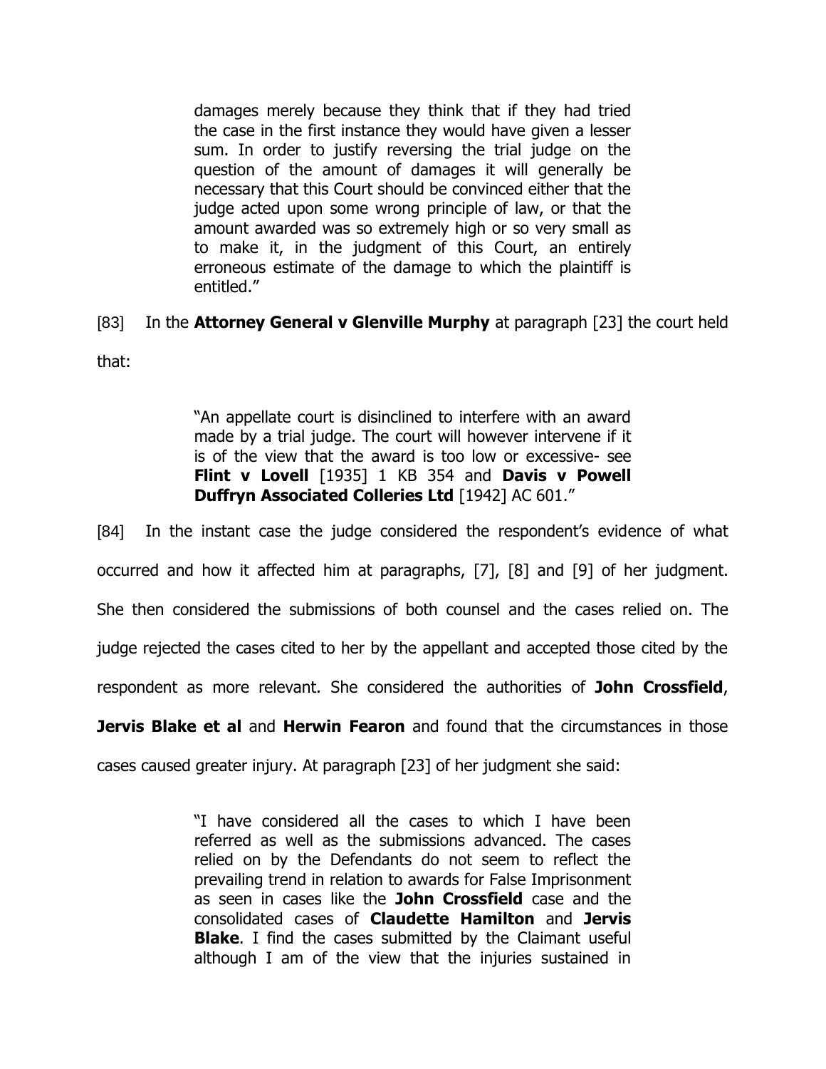> damages merely because they think that if they had tried the case in the first instance they would have given a lesser sum. In order to justify reversing the trial judge on the question of the amount of damages it will generally be necessary that this Court should be convinced either that the judge acted upon some wrong principle of law, or that the amount awarded was so extremely high or so very small as to make it, in the judgment of this Court, an entirely erroneous estimate of the damage to which the plaintiff is entitled."

[83] In the **Attorney General v Glenville Murphy** at paragraph [23] the court held that:

> "An appellate court is disinclined to interfere with an award made by a trial judge. The court will however intervene if it is of the view that the award is too low or excessive- see **Flint v Lovell** [1935] 1 KB 354 and **Davis v Powell Duffryn Associated Colleries Ltd** [1942] AC 601."

[84] In the instant case the judge considered the respondent's evidence of what occurred and how it affected him at paragraphs, [7], [8] and [9] of her judgment. She then considered the submissions of both counsel and the cases relied on. The judge rejected the cases cited to her by the appellant and accepted those cited by the respondent as more relevant. She considered the authorities of **John Crossfield**, **Jervis Blake et al** and **Herwin Fearon** and found that the circumstances in those cases caused greater injury. At paragraph [23] of her judgment she said:

> "I have considered all the cases to which I have been referred as well as the submissions advanced. The cases relied on by the Defendants do not seem to reflect the prevailing trend in relation to awards for False Imprisonment as seen in cases like the **John Crossfield** case and the consolidated cases of **Claudette Hamilton** and **Jervis Blake**. I find the cases submitted by the Claimant useful although I am of the view that the injuries sustained in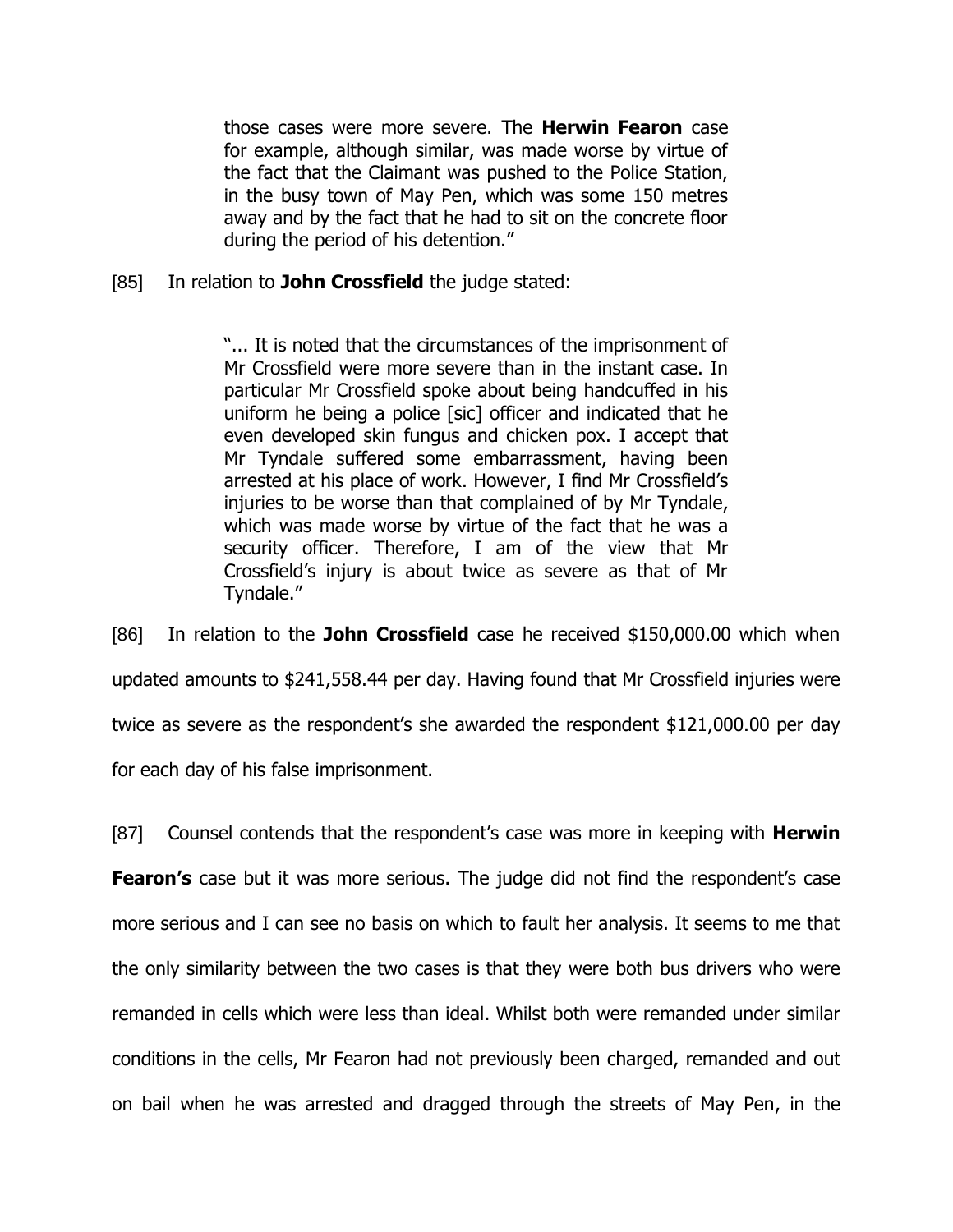> those cases were more severe. The **Herwin Fearon** case for example, although similar, was made worse by virtue of the fact that the Claimant was pushed to the Police Station, in the busy town of May Pen, which was some 150 metres away and by the fact that he had to sit on the concrete floor during the period of his detention."

[85] In relation to **John Crossfield** the judge stated:

> "... It is noted that the circumstances of the imprisonment of Mr Crossfield were more severe than in the instant case. In particular Mr Crossfield spoke about being handcuffed in his uniform he being a police [sic] officer and indicated that he even developed skin fungus and chicken pox. I accept that Mr Tyndale suffered some embarrassment, having been arrested at his place of work. However, I find Mr Crossfield's injuries to be worse than that complained of by Mr Tyndale, which was made worse by virtue of the fact that he was a security officer. Therefore, I am of the view that Mr Crossfield's injury is about twice as severe as that of Mr Tyndale."

[86] In relation to the **John Crossfield** case he received $150,000.00 which when updated amounts to $241,558.44 per day. Having found that Mr Crossfield injuries were twice as severe as the respondent's she awarded the respondent $121,000.00 per day for each day of his false imprisonment.

[87] Counsel contends that the respondent's case was more in keeping with **Herwin Fearon's** case but it was more serious. The judge did not find the respondent's case more serious and I can see no basis on which to fault her analysis. It seems to me that the only similarity between the two cases is that they were both bus drivers who were remanded in cells which were less than ideal. Whilst both were remanded under similar conditions in the cells, Mr Fearon had not previously been charged, remanded and out on bail when he was arrested and dragged through the streets of May Pen, in the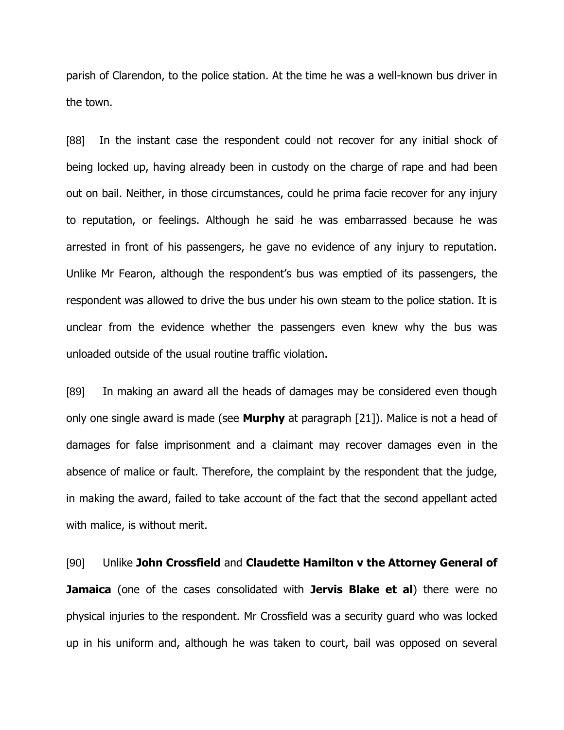parish of Clarendon, to the police station. At the time he was a well-known bus driver in the town.

[88] In the instant case the respondent could not recover for any initial shock of being locked up, having already been in custody on the charge of rape and had been out on bail. Neither, in those circumstances, could he prima facie recover for any injury to reputation, or feelings. Although he said he was embarrassed because he was arrested in front of his passengers, he gave no evidence of any injury to reputation. Unlike Mr Fearon, although the respondent's bus was emptied of its passengers, the respondent was allowed to drive the bus under his own steam to the police station. It is unclear from the evidence whether the passengers even knew why the bus was unloaded outside of the usual routine traffic violation.

[89] In making an award all the heads of damages may be considered even though only one single award is made (see **Murphy** at paragraph [21]). Malice is not a head of damages for false imprisonment and a claimant may recover damages even in the absence of malice or fault. Therefore, the complaint by the respondent that the judge, in making the award, failed to take account of the fact that the second appellant acted with malice, is without merit.

[90] Unlike **John Crossfield** and **Claudette Hamilton v the Attorney General of Jamaica** (one of the cases consolidated with **Jervis Blake et al**) there were no physical injuries to the respondent. Mr Crossfield was a security guard who was locked up in his uniform and, although he was taken to court, bail was opposed on several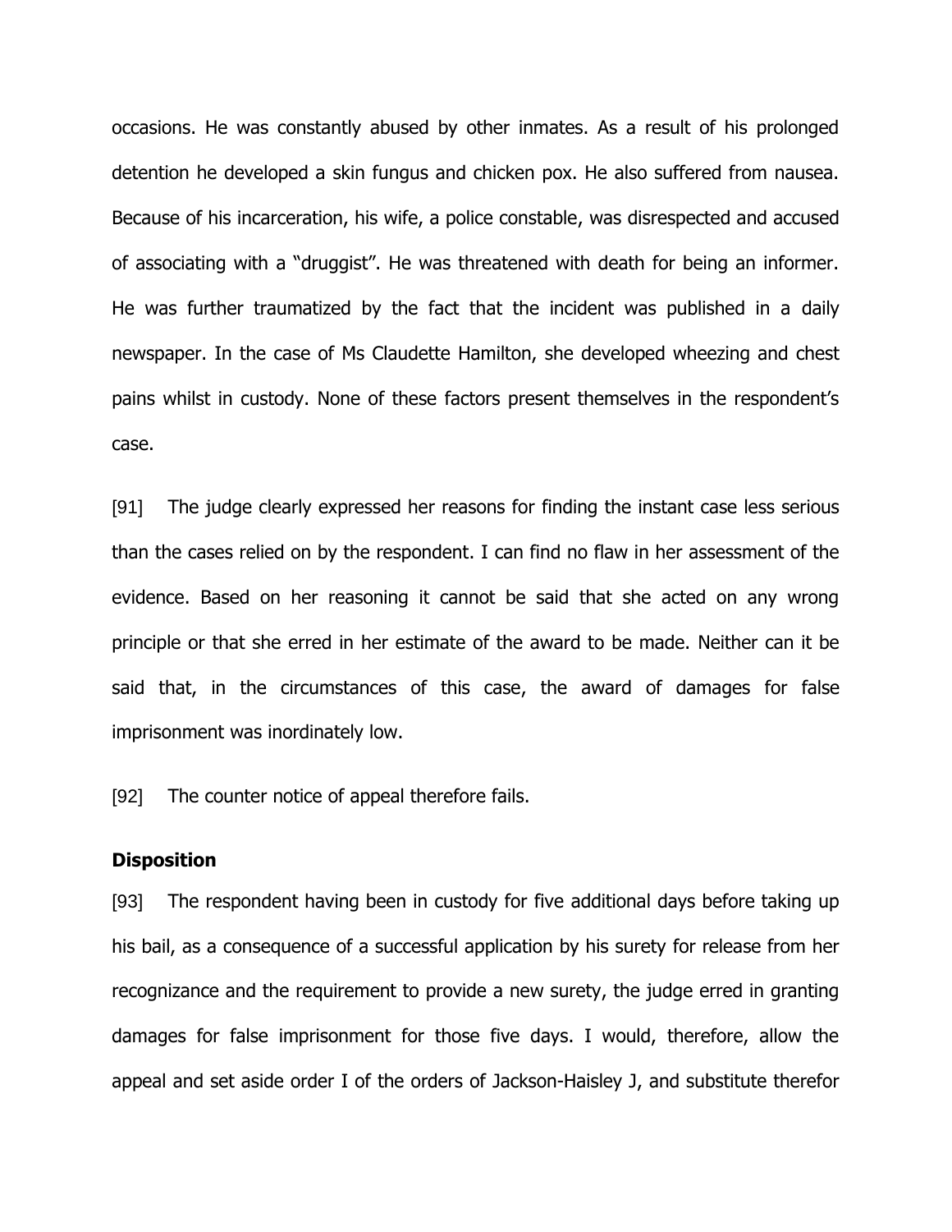occasions. He was constantly abused by other inmates. As a result of his prolonged detention he developed a skin fungus and chicken pox. He also suffered from nausea. Because of his incarceration, his wife, a police constable, was disrespected and accused of associating with a "druggist". He was threatened with death for being an informer. He was further traumatized by the fact that the incident was published in a daily newspaper. In the case of Ms Claudette Hamilton, she developed wheezing and chest pains whilst in custody. None of these factors present themselves in the respondent's case.

[91] The judge clearly expressed her reasons for finding the instant case less serious than the cases relied on by the respondent. I can find no flaw in her assessment of the evidence. Based on her reasoning it cannot be said that she acted on any wrong principle or that she erred in her estimate of the award to be made. Neither can it be said that, in the circumstances of this case, the award of damages for false imprisonment was inordinately low.

[92] The counter notice of appeal therefore fails.

**Disposition**

[93] The respondent having been in custody for five additional days before taking up his bail, as a consequence of a successful application by his surety for release from her recognizance and the requirement to provide a new surety, the judge erred in granting damages for false imprisonment for those five days. I would, therefore, allow the appeal and set aside order I of the orders of Jackson-Haisley J, and substitute therefor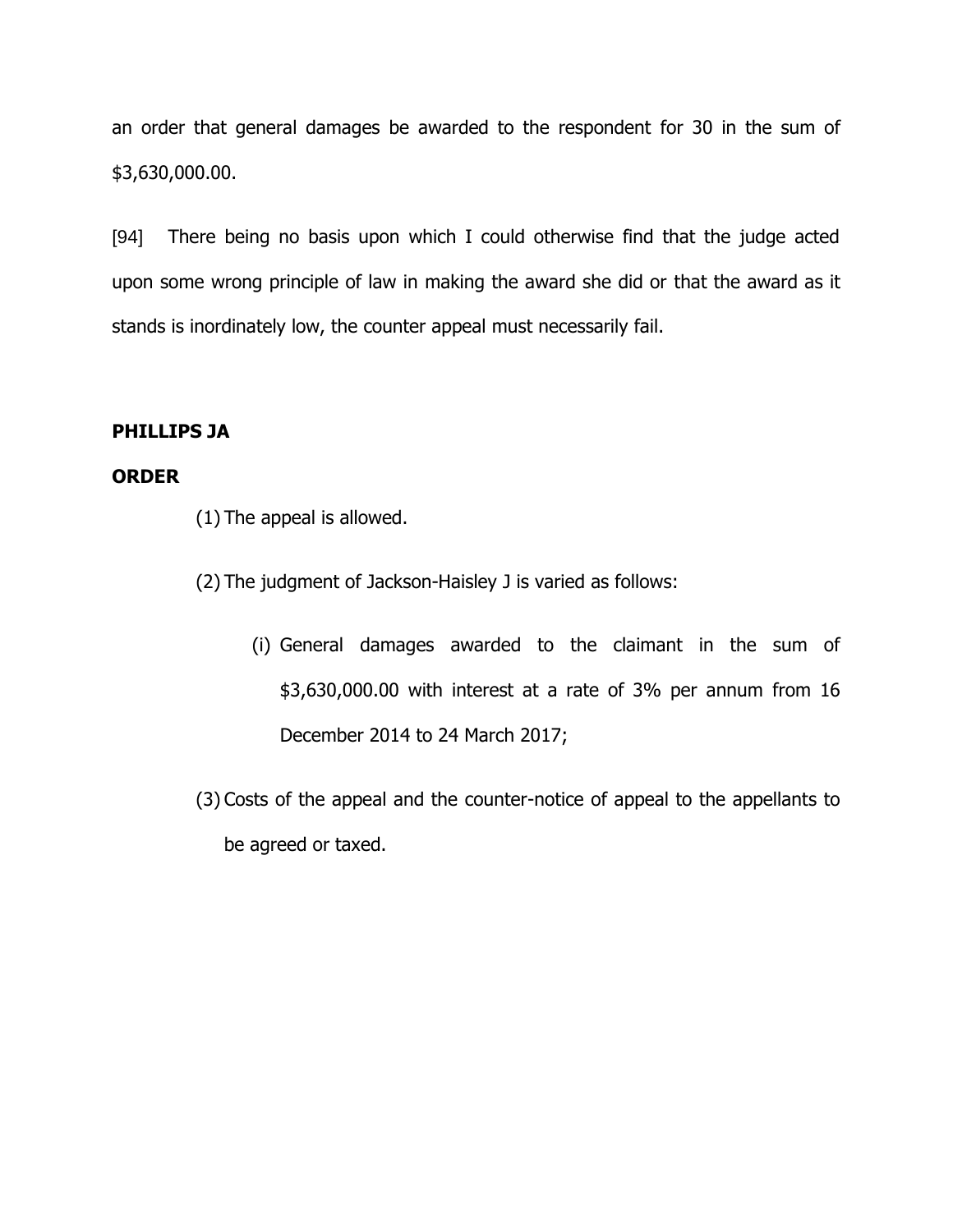an order that general damages be awarded to the respondent for 30 in the sum of $3,630,000.00.

[94] There being no basis upon which I could otherwise find that the judge acted upon some wrong principle of law in making the award she did or that the award as it stands is inordinately low, the counter appeal must necessarily fail.

**PHILLIPS JA**

**ORDER**

(1) The appeal is allowed.

(2) The judgment of Jackson-Haisley J is varied as follows:

   (i) General damages awarded to the claimant in the sum of $3,630,000.00 with interest at a rate of 3% per annum from 16 December 2014 to 24 March 2017;

(3) Costs of the appeal and the counter-notice of appeal to the appellants to be agreed or taxed.